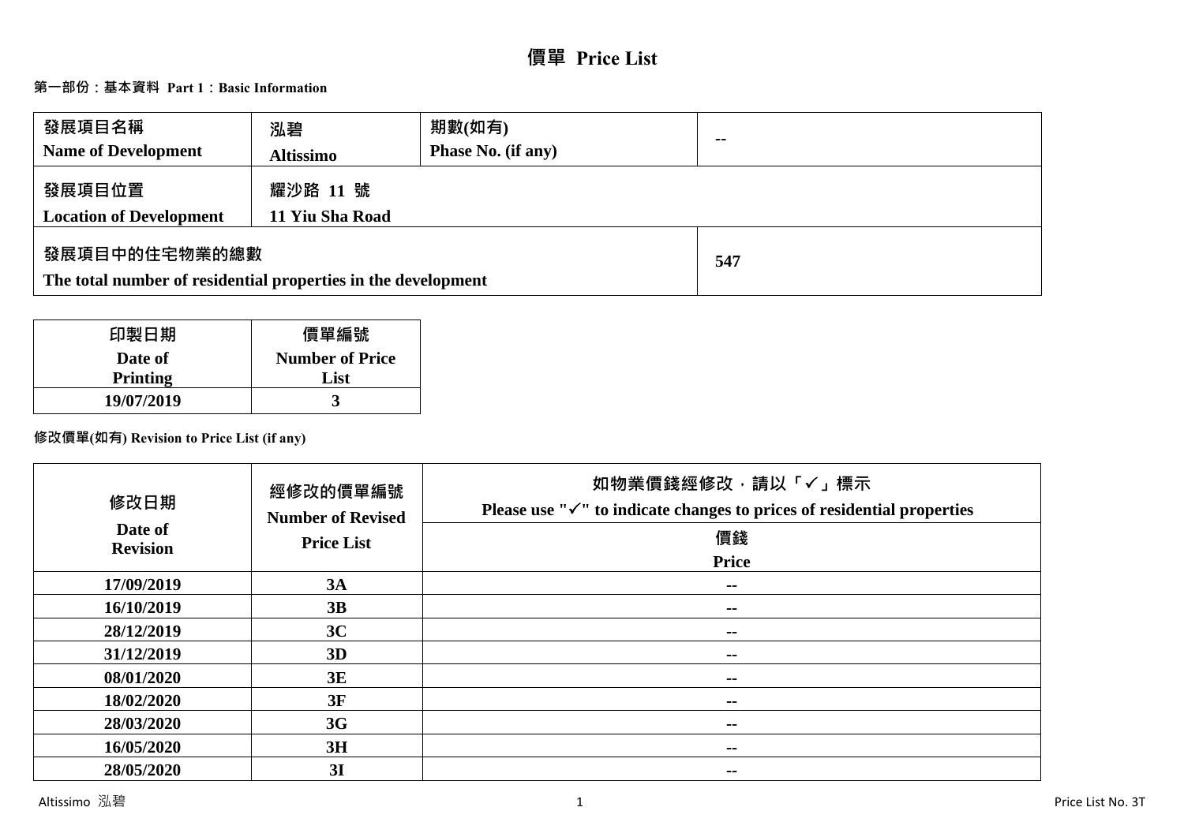# 價單 Price List

## 第一部份：基本資料 Part 1：Basic Information

| 發展項目名稱<br>Name of Development | 泓碧<br>Altissimo | 期數(如有)<br>Phase No. (if any) | -- |
|---|---|---|---|
| 發展項目位置<br>Location of Development | 耀沙路 11 號<br>11 Yiu Sha Road | | |
| 發展項目中的住宅物業的總數<br>The total number of residential properties in the development | | | 547 |

| 印製日期<br>Date of Printing | 價單編號<br>Number of Price List |
|---|---|
| 19/07/2019 | 3 |

**修改價單(如有) Revision to Price List (if any)**

| 修改日期<br>Date of Revision | 經修改的價單編號<br>Number of Revised Price List | 如物業價錢經修改，請以「✓」標示<br>Please use "✓" to indicate changes to prices of residential properties<br>價錢<br>Price |
|---|---|---|
| 17/09/2019 | 3A | -- |
| 16/10/2019 | 3B | -- |
| 28/12/2019 | 3C | -- |
| 31/12/2019 | 3D | -- |
| 08/01/2020 | 3E | -- |
| 18/02/2020 | 3F | -- |
| 28/03/2020 | 3G | -- |
| 16/05/2020 | 3H | -- |
| 28/05/2020 | 3I | -- |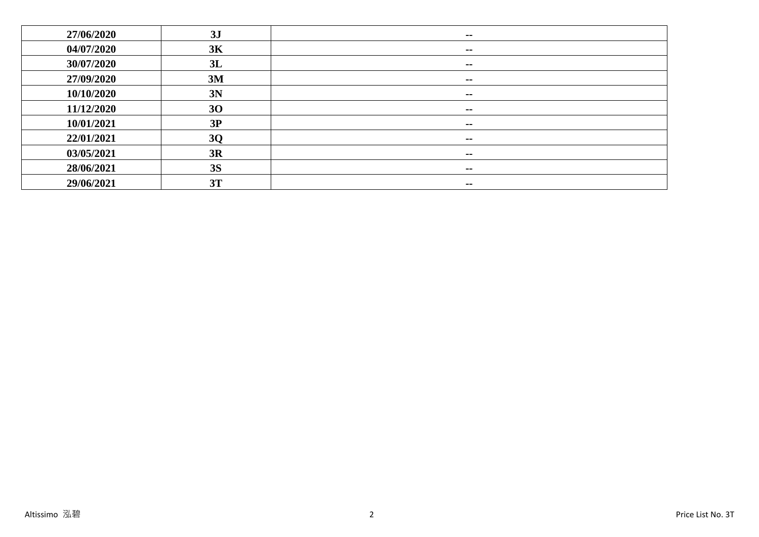| 27/06/2020 | 3J | -- |
| --- | --- | --- |
| 04/07/2020 | 3K | -- |
| 30/07/2020 | 3L | -- |
| 27/09/2020 | 3M | -- |
| 10/10/2020 | 3N | -- |
| 11/12/2020 | 3O | -- |
| 10/01/2021 | 3P | -- |
| 22/01/2021 | 3Q | -- |
| 03/05/2021 | 3R | -- |
| 28/06/2021 | 3S | -- |
| 29/06/2021 | 3T | -- |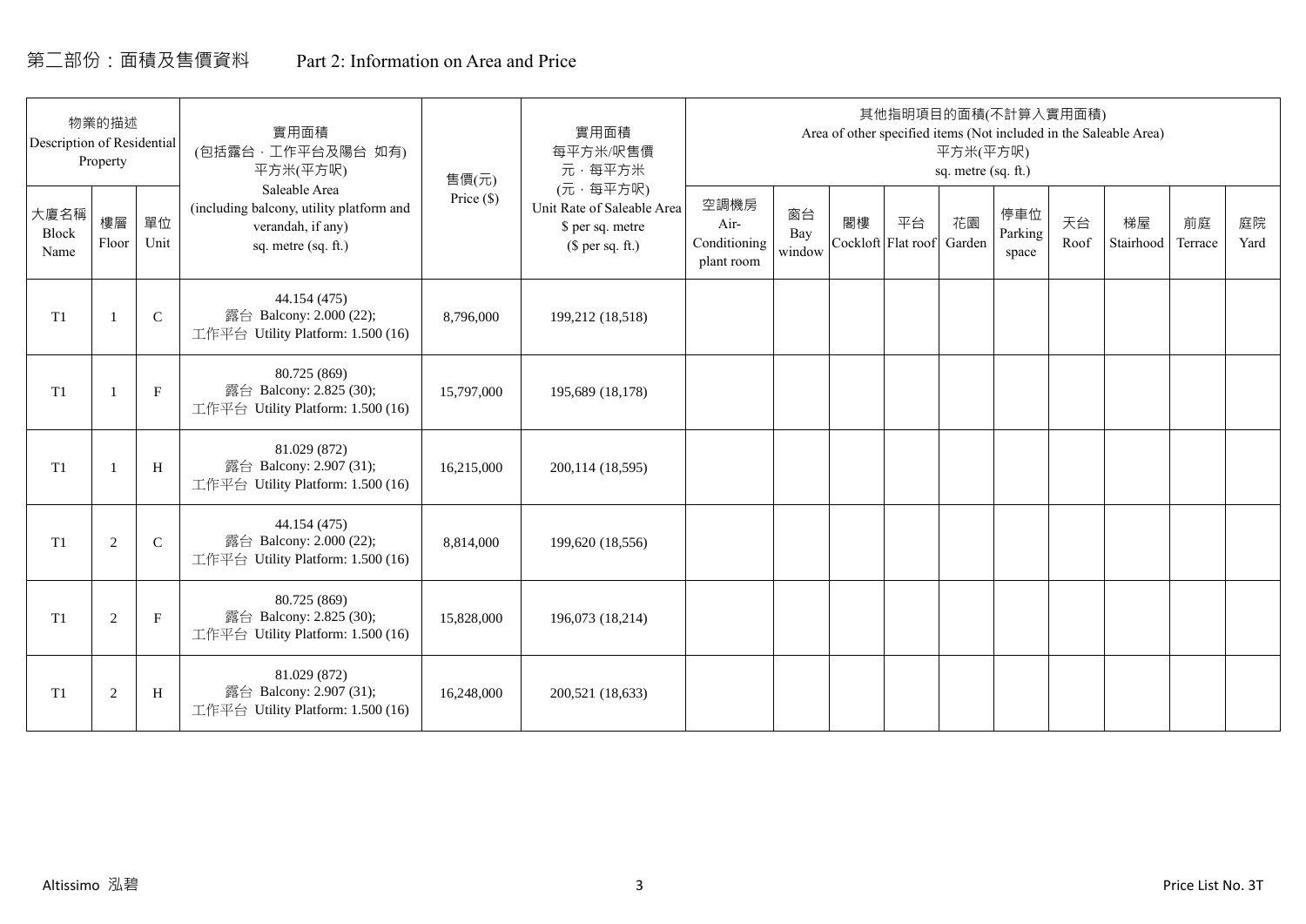# 第二部份：面積及售價資料 Part 2: Information on Area and Price

| 物業的描述 Description of Residential Property | | | 實用面積 (包括露台，工作平台及陽台 如有) 平方米(平方呎) Saleable Area (including balcony, utility platform and verandah, if any) sq. metre (sq. ft.) | 售價(元) Price ($) | 實用面積 每平方米/呎售價 元，每平方米 (元，每平方呎) Unit Rate of Saleable Area $ per sq. metre ($ per sq. ft.) | 其他指明項目的面積(不計算入實用面積) Area of other specified items (Not included in the Saleable Area) 平方米(平方呎) sq. metre (sq. ft.) | | | | | | | | | |
|---|---|---|---|---|---|---|---|---|---|---|---|---|---|---|---|
| 大廈名稱 Block Name | 樓層 Floor | 單位 Unit | | | | 空調機房 Air-Conditioning plant room | 窗台 Bay window | 閣樓 Cockloft | 平台 Flat roof | 花園 Garden | 停車位 Parking space | 天台 Roof | 梯屋 Stairhood | 前庭 Terrace | 庭院 Yard |
| T1 | 1 | C | 44.154 (475) 露台 Balcony: 2.000 (22); 工作平台 Utility Platform: 1.500 (16) | 8,796,000 | 199,212 (18,518) | | | | | | | | | | |
| T1 | 1 | F | 80.725 (869) 露台 Balcony: 2.825 (30); 工作平台 Utility Platform: 1.500 (16) | 15,797,000 | 195,689 (18,178) | | | | | | | | | | |
| T1 | 1 | H | 81.029 (872) 露台 Balcony: 2.907 (31); 工作平台 Utility Platform: 1.500 (16) | 16,215,000 | 200,114 (18,595) | | | | | | | | | | |
| T1 | 2 | C | 44.154 (475) 露台 Balcony: 2.000 (22); 工作平台 Utility Platform: 1.500 (16) | 8,814,000 | 199,620 (18,556) | | | | | | | | | | |
| T1 | 2 | F | 80.725 (869) 露台 Balcony: 2.825 (30); 工作平台 Utility Platform: 1.500 (16) | 15,828,000 | 196,073 (18,214) | | | | | | | | | | |
| T1 | 2 | H | 81.029 (872) 露台 Balcony: 2.907 (31); 工作平台 Utility Platform: 1.500 (16) | 16,248,000 | 200,521 (18,633) | | | | | | | | | | |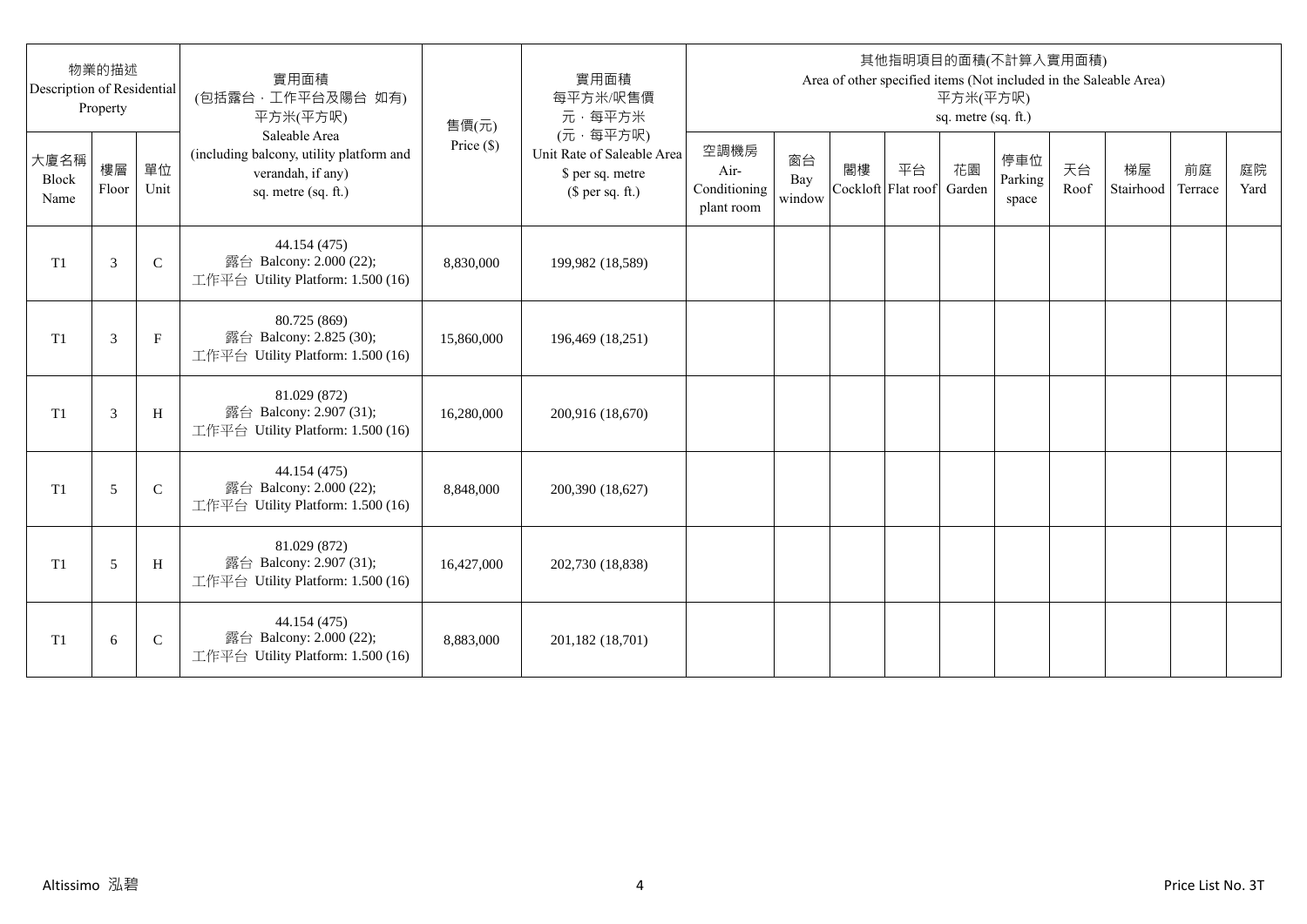| 物業的描述 Description of Residential Property | | | 實用面積 (包括露台，工作平台及陽台 如有) 平方米(平方呎) Saleable Area (including balcony, utility platform and verandah, if any) sq. metre (sq. ft.) | 售價(元) Price ($) | 實用面積 每平方米/呎售價 元，每平方米 (元，每平方呎) Unit Rate of Saleable Area $ per sq. metre ($ per sq. ft.) | 其他指明項目的面積(不計算入實用面積) Area of other specified items (Not included in the Saleable Area) 平方米(平方呎) sq. metre (sq. ft.) | | | | | | | | | |
|---|---|---|---|---|---|---|---|---|---|---|---|---|---|---|---|
| 大廈名稱 Block Name | 樓層 Floor | 單位 Unit | | | | 空調機房 Air-Conditioning plant room | 窗台 Bay window | 閣樓 Cockloft | 平台 Flat roof | 花園 Garden | 停車位 Parking space | 天台 Roof | 梯屋 Stairhood | 前庭 Terrace | 庭院 Yard |
| T1 | 3 | C | 44.154 (475) 露台 Balcony: 2.000 (22); 工作平台 Utility Platform: 1.500 (16) | 8,830,000 | 199,982 (18,589) | | | | | | | | | | |
| T1 | 3 | F | 80.725 (869) 露台 Balcony: 2.825 (30); 工作平台 Utility Platform: 1.500 (16) | 15,860,000 | 196,469 (18,251) | | | | | | | | | | |
| T1 | 3 | H | 81.029 (872) 露台 Balcony: 2.907 (31); 工作平台 Utility Platform: 1.500 (16) | 16,280,000 | 200,916 (18,670) | | | | | | | | | | |
| T1 | 5 | C | 44.154 (475) 露台 Balcony: 2.000 (22); 工作平台 Utility Platform: 1.500 (16) | 8,848,000 | 200,390 (18,627) | | | | | | | | | | |
| T1 | 5 | H | 81.029 (872) 露台 Balcony: 2.907 (31); 工作平台 Utility Platform: 1.500 (16) | 16,427,000 | 202,730 (18,838) | | | | | | | | | | |
| T1 | 6 | C | 44.154 (475) 露台 Balcony: 2.000 (22); 工作平台 Utility Platform: 1.500 (16) | 8,883,000 | 201,182 (18,701) | | | | | | | | | | |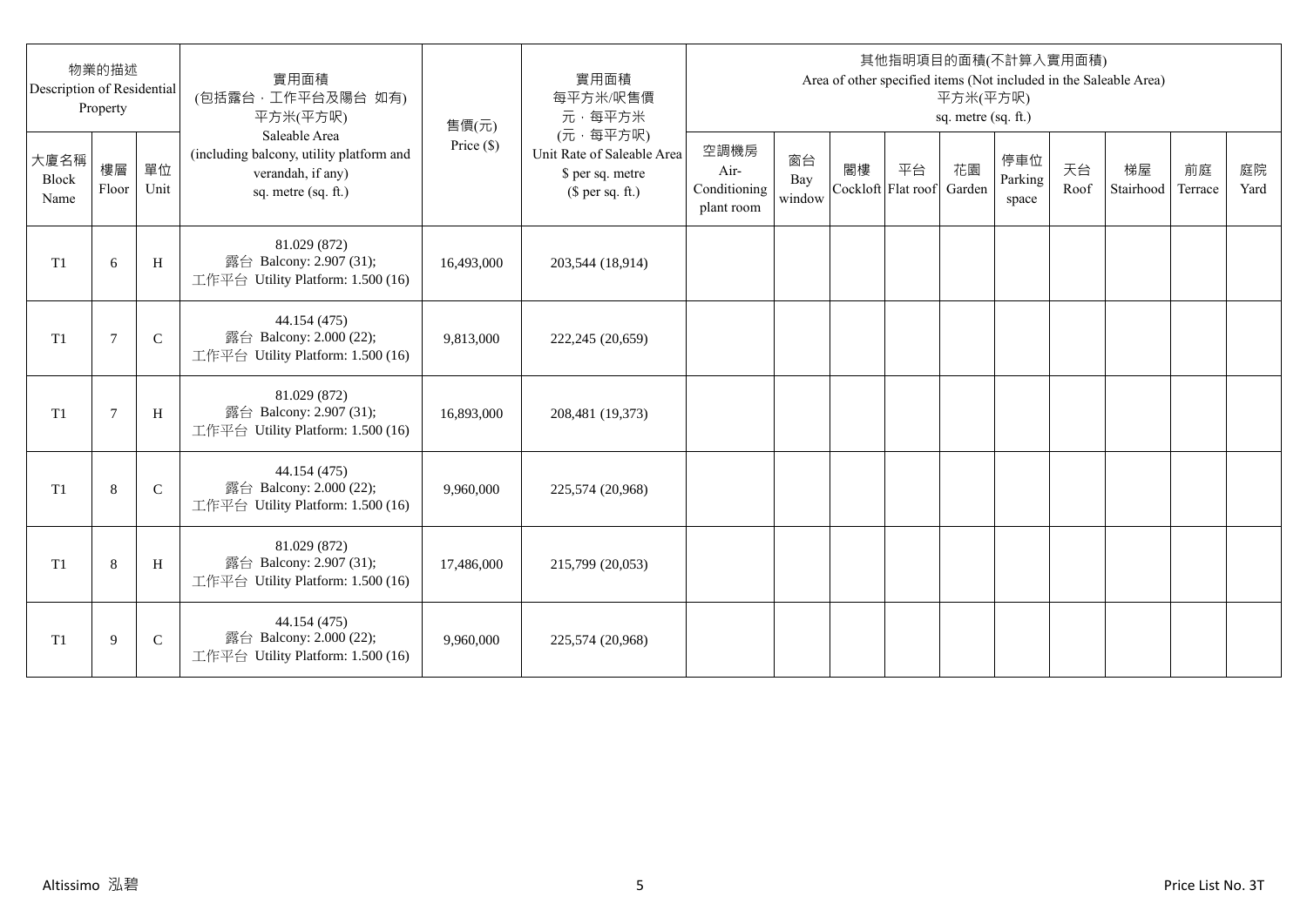| 物業的描述 Description of Residential Property | | | 實用面積 (包括露台，工作平台及陽台 如有) 平方米(平方呎) Saleable Area (including balcony, utility platform and verandah, if any) sq. metre (sq. ft.) | 售價(元) Price ($) | 實用面積 每平方米/呎售價 元，每平方米 (元，每平方呎) Unit Rate of Saleable Area $ per sq. metre ($ per sq. ft.) | 其他指明項目的面積(不計算入實用面積) Area of other specified items (Not included in the Saleable Area) 平方米(平方呎) sq. metre (sq. ft.) | | | | | | | | | |
|---|---|---|---|---|---|---|---|---|---|---|---|---|---|---|---|
| 大廈名稱 Block Name | 樓層 Floor | 單位 Unit | | | | 空調機房 Air-Conditioning plant room | 窗台 Bay window | 閣樓 Cockloft | 平台 Flat roof | 花園 Garden | 停車位 Parking space | 天台 Roof | 梯屋 Stairhood | 前庭 Terrace | 庭院 Yard |
| T1 | 6 | H | 81.029 (872) 露台 Balcony: 2.907 (31); 工作平台 Utility Platform: 1.500 (16) | 16,493,000 | 203,544 (18,914) | | | | | | | | | | |
| T1 | 7 | C | 44.154 (475) 露台 Balcony: 2.000 (22); 工作平台 Utility Platform: 1.500 (16) | 9,813,000 | 222,245 (20,659) | | | | | | | | | | |
| T1 | 7 | H | 81.029 (872) 露台 Balcony: 2.907 (31); 工作平台 Utility Platform: 1.500 (16) | 16,893,000 | 208,481 (19,373) | | | | | | | | | | |
| T1 | 8 | C | 44.154 (475) 露台 Balcony: 2.000 (22); 工作平台 Utility Platform: 1.500 (16) | 9,960,000 | 225,574 (20,968) | | | | | | | | | | |
| T1 | 8 | H | 81.029 (872) 露台 Balcony: 2.907 (31); 工作平台 Utility Platform: 1.500 (16) | 17,486,000 | 215,799 (20,053) | | | | | | | | | | |
| T1 | 9 | C | 44.154 (475) 露台 Balcony: 2.000 (22); 工作平台 Utility Platform: 1.500 (16) | 9,960,000 | 225,574 (20,968) | | | | | | | | | | |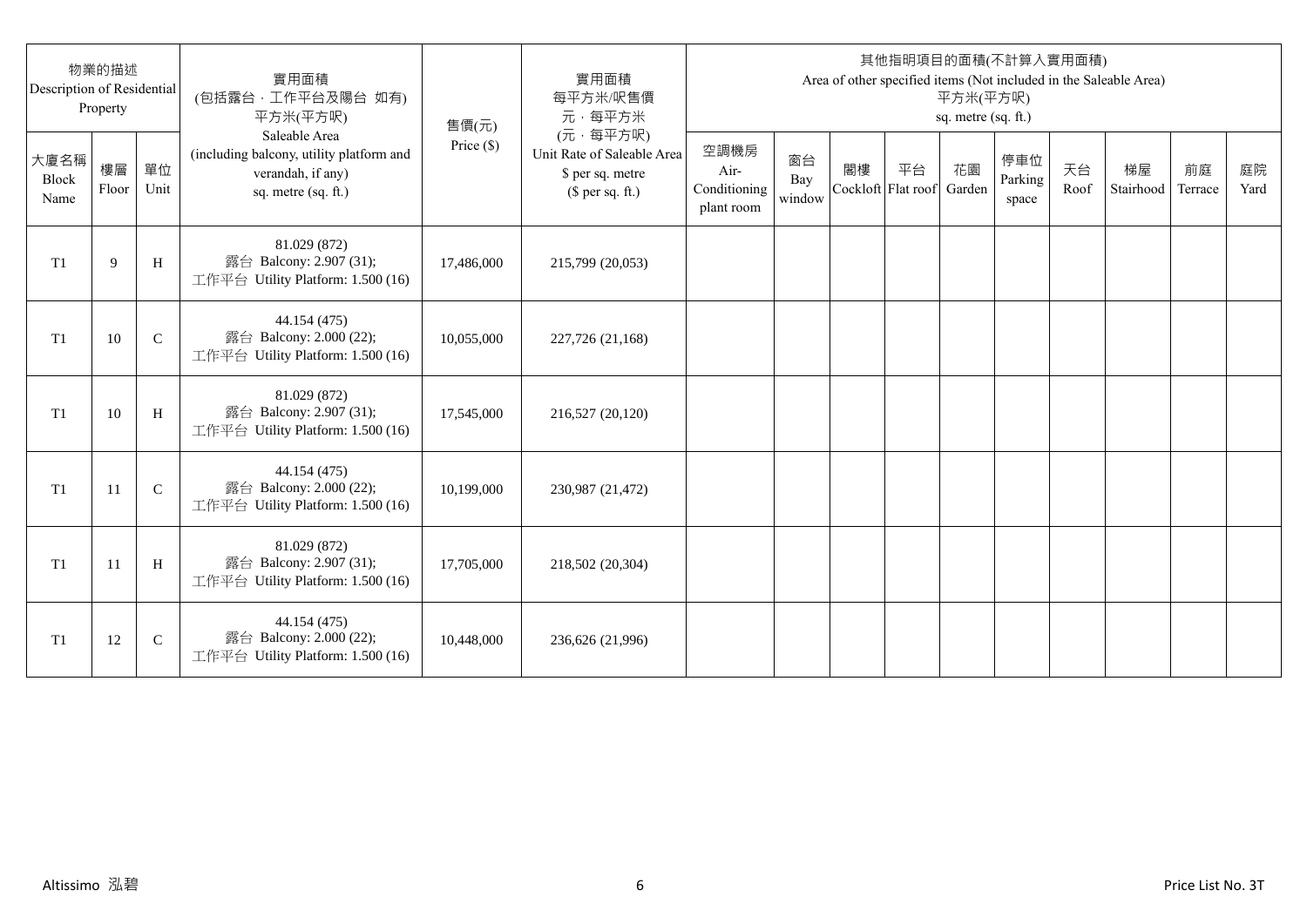| 物業的描述 Description of Residential Property | | | 實用面積 (包括露台，工作平台及陽台 如有) 平方米(平方呎) Saleable Area (including balcony, utility platform and verandah, if any) sq. metre (sq. ft.) | 售價(元) Price ($) | 實用面積 每平方米/呎售價 元，每平方米 (元，每平方呎) Unit Rate of Saleable Area $ per sq. metre ($ per sq. ft.) | 其他指明項目的面積(不計算入實用面積) Area of other specified items (Not included in the Saleable Area) 平方米(平方呎) sq. metre (sq. ft.) | | | | | | | | | |
|---|---|---|---|---|---|---|---|---|---|---|---|---|---|---|---|
| 大廈名稱 Block Name | 樓層 Floor | 單位 Unit | | | | 空調機房 Air-Conditioning plant room | 窗台 Bay window | 閣樓 Cockloft | 平台 Flat roof | 花園 Garden | 停車位 Parking space | 天台 Roof | 梯屋 Stairhood | 前庭 Terrace | 庭院 Yard |
| T1 | 9 | H | 81.029 (872) 露台 Balcony: 2.907 (31); 工作平台 Utility Platform: 1.500 (16) | 17,486,000 | 215,799 (20,053) | | | | | | | | | | |
| T1 | 10 | C | 44.154 (475) 露台 Balcony: 2.000 (22); 工作平台 Utility Platform: 1.500 (16) | 10,055,000 | 227,726 (21,168) | | | | | | | | | | |
| T1 | 10 | H | 81.029 (872) 露台 Balcony: 2.907 (31); 工作平台 Utility Platform: 1.500 (16) | 17,545,000 | 216,527 (20,120) | | | | | | | | | | |
| T1 | 11 | C | 44.154 (475) 露台 Balcony: 2.000 (22); 工作平台 Utility Platform: 1.500 (16) | 10,199,000 | 230,987 (21,472) | | | | | | | | | | |
| T1 | 11 | H | 81.029 (872) 露台 Balcony: 2.907 (31); 工作平台 Utility Platform: 1.500 (16) | 17,705,000 | 218,502 (20,304) | | | | | | | | | | |
| T1 | 12 | C | 44.154 (475) 露台 Balcony: 2.000 (22); 工作平台 Utility Platform: 1.500 (16) | 10,448,000 | 236,626 (21,996) | | | | | | | | | | |

Altissimo 泓碧

Price List No. 3T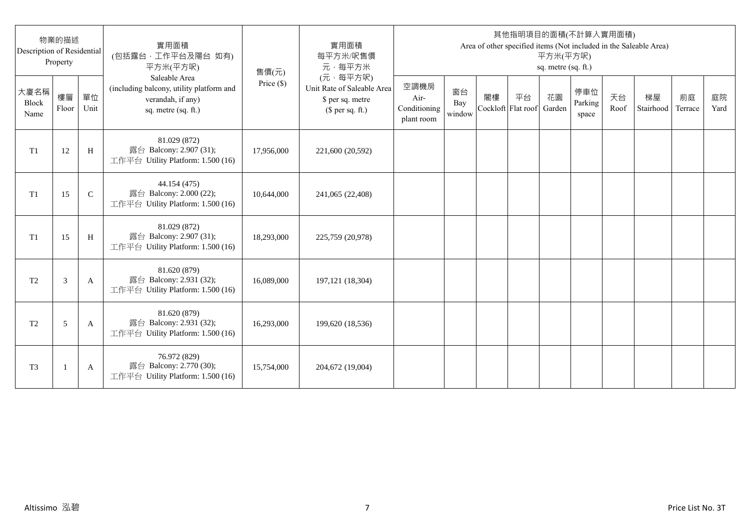| 物業的描述 Description of Residential Property | | | 實用面積 (包括露台，工作平台及陽台 如有) 平方米(平方呎) Saleable Area (including balcony, utility platform and verandah, if any) sq. metre (sq. ft.) | 售價(元) Price ($) | 實用面積 每平方米/呎售價 元，每平方米 (元，每平方呎) Unit Rate of Saleable Area $ per sq. metre ($ per sq. ft.) | 其他指明項目的面積(不計算入實用面積) Area of other specified items (Not included in the Saleable Area) 平方米(平方呎) sq. metre (sq. ft.) | | | | | | | | | |
|---|---|---|---|---|---|---|---|---|---|---|---|---|---|---|---|
| 大廈名稱 Block Name | 樓層 Floor | 單位 Unit | | | | 空調機房 Air-Conditioning plant room | 窗台 Bay window | 閣樓 Cockloft | 平台 Flat roof | 花園 Garden | 停車位 Parking space | 天台 Roof | 梯屋 Stairhood | 前庭 Terrace | 庭院 Yard |
| T1 | 12 | H | 81.029 (872) 露台 Balcony: 2.907 (31); 工作平台 Utility Platform: 1.500 (16) | 17,956,000 | 221,600 (20,592) | | | | | | | | | | |
| T1 | 15 | C | 44.154 (475) 露台 Balcony: 2.000 (22); 工作平台 Utility Platform: 1.500 (16) | 10,644,000 | 241,065 (22,408) | | | | | | | | | | |
| T1 | 15 | H | 81.029 (872) 露台 Balcony: 2.907 (31); 工作平台 Utility Platform: 1.500 (16) | 18,293,000 | 225,759 (20,978) | | | | | | | | | | |
| T2 | 3 | A | 81.620 (879) 露台 Balcony: 2.931 (32); 工作平台 Utility Platform: 1.500 (16) | 16,089,000 | 197,121 (18,304) | | | | | | | | | | |
| T2 | 5 | A | 81.620 (879) 露台 Balcony: 2.931 (32); 工作平台 Utility Platform: 1.500 (16) | 16,293,000 | 199,620 (18,536) | | | | | | | | | | |
| T3 | 1 | A | 76.972 (829) 露台 Balcony: 2.770 (30); 工作平台 Utility Platform: 1.500 (16) | 15,754,000 | 204,672 (19,004) | | | | | | | | | | |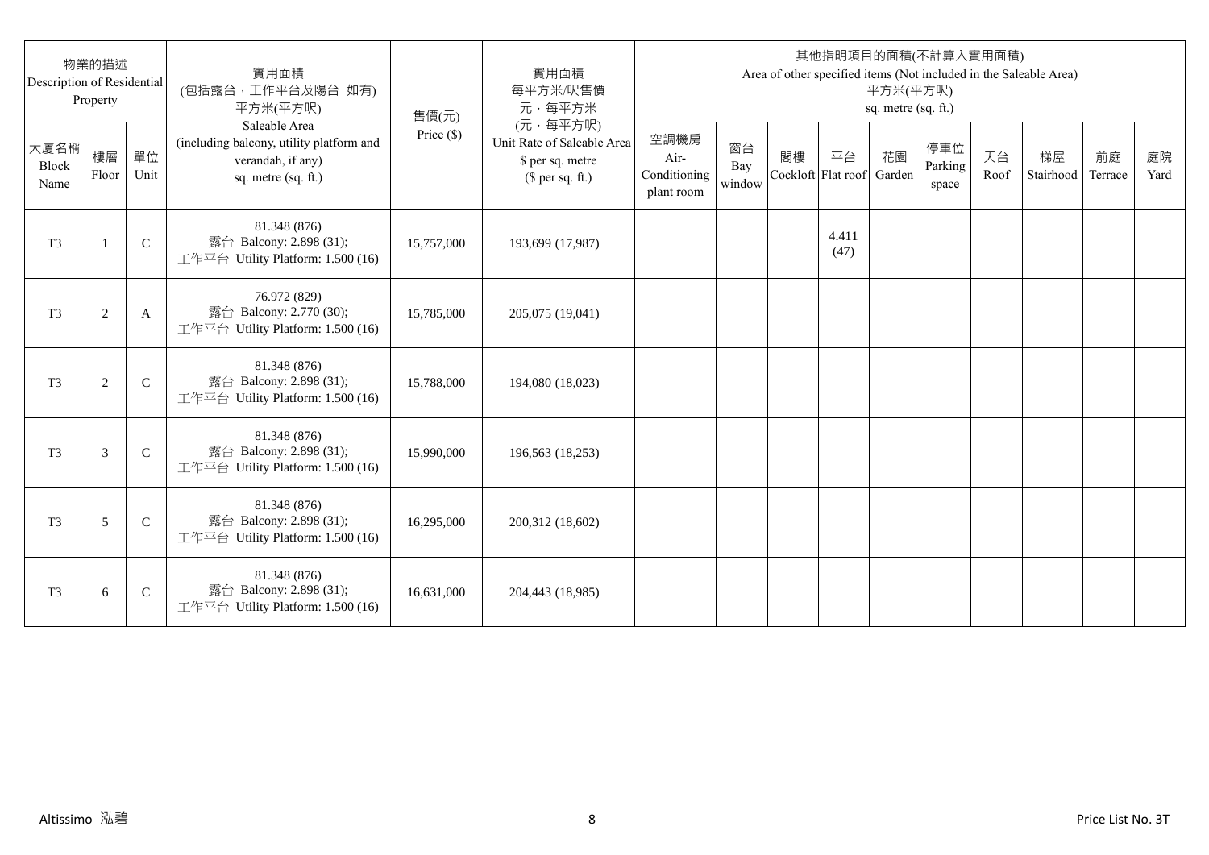| 物業的描述 Description of Residential Property | | | 實用面積 (包括露台，工作平台及陽台 如有) 平方米(平方呎) Saleable Area (including balcony, utility platform and verandah, if any) sq. metre (sq. ft.) | 售價(元) Price ($) | 實用面積 每平方米/呎售價 元，每平方米 (元，每平方呎) Unit Rate of Saleable Area $ per sq. metre ($ per sq. ft.) | 其他指明項目的面積(不計算入實用面積) Area of other specified items (Not included in the Saleable Area) 平方米(平方呎) sq. metre (sq. ft.) | | | | | | | | | |
|---|---|---|---|---|---|---|---|---|---|---|---|---|---|---|---|
| 大廈名稱 Block Name | 樓層 Floor | 單位 Unit | | | | 空調機房 Air-Conditioning plant room | 窗台 Bay window | 閣樓 Cockloft | 平台 Flat roof | 花園 Garden | 停車位 Parking space | 天台 Roof | 梯屋 Stairhood | 前庭 Terrace | 庭院 Yard |
| T3 | 1 | C | 81.348 (876) 露台 Balcony: 2.898 (31); 工作平台 Utility Platform: 1.500 (16) | 15,757,000 | 193,699 (17,987) | | | | 4.411 (47) | | | | | | |
| T3 | 2 | A | 76.972 (829) 露台 Balcony: 2.770 (30); 工作平台 Utility Platform: 1.500 (16) | 15,785,000 | 205,075 (19,041) | | | | | | | | | | |
| T3 | 2 | C | 81.348 (876) 露台 Balcony: 2.898 (31); 工作平台 Utility Platform: 1.500 (16) | 15,788,000 | 194,080 (18,023) | | | | | | | | | | |
| T3 | 3 | C | 81.348 (876) 露台 Balcony: 2.898 (31); 工作平台 Utility Platform: 1.500 (16) | 15,990,000 | 196,563 (18,253) | | | | | | | | | | |
| T3 | 5 | C | 81.348 (876) 露台 Balcony: 2.898 (31); 工作平台 Utility Platform: 1.500 (16) | 16,295,000 | 200,312 (18,602) | | | | | | | | | | |
| T3 | 6 | C | 81.348 (876) 露台 Balcony: 2.898 (31); 工作平台 Utility Platform: 1.500 (16) | 16,631,000 | 204,443 (18,985) | | | | | | | | | | |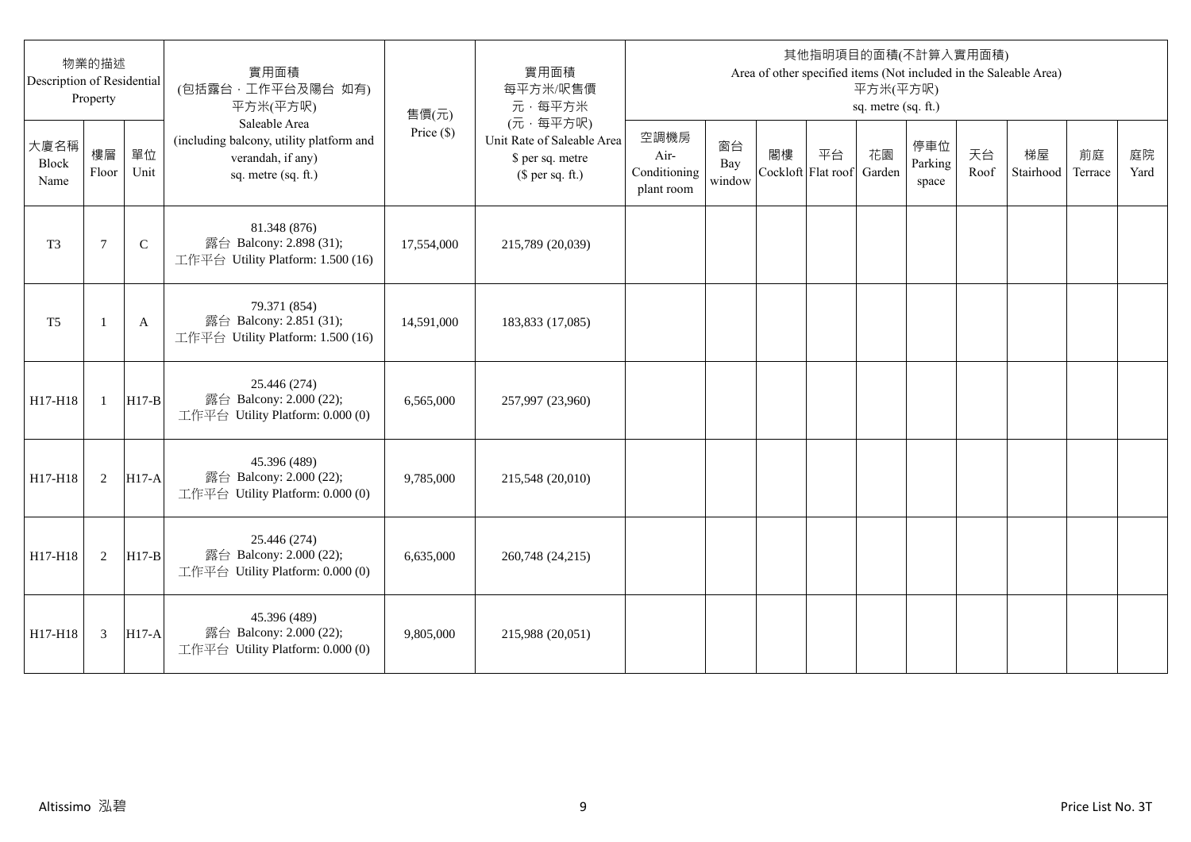| 物業的描述 Description of Residential Property | | | 實用面積 (包括露台，工作平台及陽台 如有) 平方米(平方呎) Saleable Area (including balcony, utility platform and verandah, if any) sq. metre (sq. ft.) | 售價(元) Price ($) | 實用面積 每平方米/呎售價 元，每平方米 (元，每平方呎) Unit Rate of Saleable Area $ per sq. metre ($ per sq. ft.) | 其他指明項目的面積(不計算入實用面積) Area of other specified items (Not included in the Saleable Area) 平方米(平方呎) sq. metre (sq. ft.) | | | | | | | | | |
|---|---|---|---|---|---|---|---|---|---|---|---|---|---|---|---|
| 大廈名稱 Block Name | 樓層 Floor | 單位 Unit | | | | 空調機房 Air-Conditioning plant room | 窗台 Bay window | 閣樓 Cockloft | 平台 Flat roof | 花園 Garden | 停車位 Parking space | 天台 Roof | 梯屋 Stairhood | 前庭 Terrace | 庭院 Yard |
| T3 | 7 | C | 81.348 (876) 露台 Balcony: 2.898 (31); 工作平台 Utility Platform: 1.500 (16) | 17,554,000 | 215,789 (20,039) | | | | | | | | | | |
| T5 | 1 | A | 79.371 (854) 露台 Balcony: 2.851 (31); 工作平台 Utility Platform: 1.500 (16) | 14,591,000 | 183,833 (17,085) | | | | | | | | | | |
| H17-H18 | 1 | H17-B | 25.446 (274) 露台 Balcony: 2.000 (22); 工作平台 Utility Platform: 0.000 (0) | 6,565,000 | 257,997 (23,960) | | | | | | | | | | |
| H17-H18 | 2 | H17-A | 45.396 (489) 露台 Balcony: 2.000 (22); 工作平台 Utility Platform: 0.000 (0) | 9,785,000 | 215,548 (20,010) | | | | | | | | | | |
| H17-H18 | 2 | H17-B | 25.446 (274) 露台 Balcony: 2.000 (22); 工作平台 Utility Platform: 0.000 (0) | 6,635,000 | 260,748 (24,215) | | | | | | | | | | |
| H17-H18 | 3 | H17-A | 45.396 (489) 露台 Balcony: 2.000 (22); 工作平台 Utility Platform: 0.000 (0) | 9,805,000 | 215,988 (20,051) | | | | | | | | | | |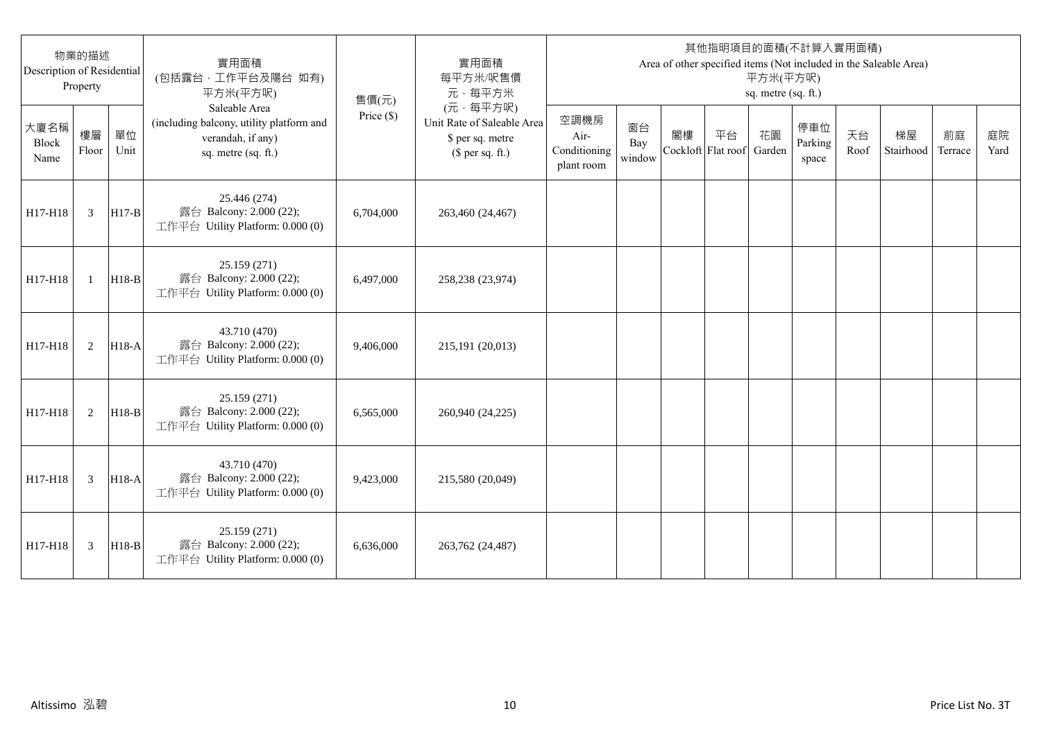| 物業的描述 Description of Residential Property | | | 實用面積 (包括露台，工作平台及陽台 如有) 平方米(平方呎) Saleable Area (including balcony, utility platform and verandah, if any) sq. metre (sq. ft.) | 售價(元) Price ($) | 實用面積 每平方米/呎售價 元，每平方米 (元，每平方呎) Unit Rate of Saleable Area $ per sq. metre ($ per sq. ft.) | 其他指明項目的面積(不計算入實用面積) Area of other specified items (Not included in the Saleable Area) 平方米(平方呎) sq. metre (sq. ft.) | | | | | | | | | |
|---|---|---|---|---|---|---|---|---|---|---|---|---|---|---|---|
| 大廈名稱 Block Name | 樓層 Floor | 單位 Unit | | | | 空調機房 Air-Conditioning plant room | 窗台 Bay window | 閣樓 Cockloft | 平台 Flat roof | 花園 Garden | 停車位 Parking space | 天台 Roof | 梯屋 Stairhood | 前庭 Terrace | 庭院 Yard |
| H17-H18 | 3 | H17-B | 25.446 (274) 露台 Balcony: 2.000 (22); 工作平台 Utility Platform: 0.000 (0) | 6,704,000 | 263,460 (24,467) | | | | | | | | | | |
| H17-H18 | 1 | H18-B | 25.159 (271) 露台 Balcony: 2.000 (22); 工作平台 Utility Platform: 0.000 (0) | 6,497,000 | 258,238 (23,974) | | | | | | | | | | |
| H17-H18 | 2 | H18-A | 43.710 (470) 露台 Balcony: 2.000 (22); 工作平台 Utility Platform: 0.000 (0) | 9,406,000 | 215,191 (20,013) | | | | | | | | | | |
| H17-H18 | 2 | H18-B | 25.159 (271) 露台 Balcony: 2.000 (22); 工作平台 Utility Platform: 0.000 (0) | 6,565,000 | 260,940 (24,225) | | | | | | | | | | |
| H17-H18 | 3 | H18-A | 43.710 (470) 露台 Balcony: 2.000 (22); 工作平台 Utility Platform: 0.000 (0) | 9,423,000 | 215,580 (20,049) | | | | | | | | | | |
| H17-H18 | 3 | H18-B | 25.159 (271) 露台 Balcony: 2.000 (22); 工作平台 Utility Platform: 0.000 (0) | 6,636,000 | 263,762 (24,487) | | | | | | | | | | |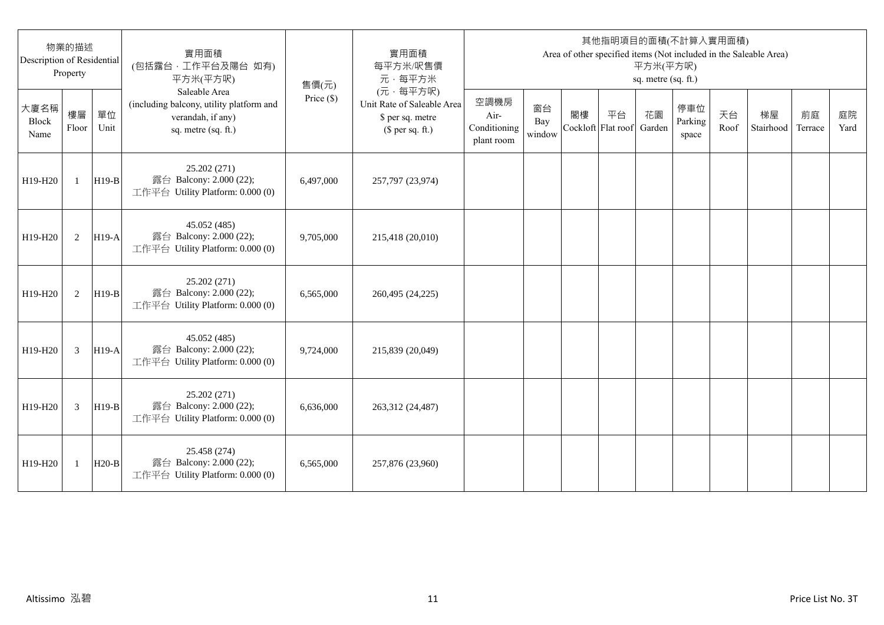| 物業的描述 Description of Residential Property | | | 實用面積 (包括露台，工作平台及陽台 如有) 平方米(平方呎) Saleable Area (including balcony, utility platform and verandah, if any) sq. metre (sq. ft.) | 售價(元) Price ($) | 實用面積 每平方米/呎售價 元，每平方米 (元，每平方呎) Unit Rate of Saleable Area $ per sq. metre ($ per sq. ft.) | 其他指明項目的面積(不計算入實用面積) Area of other specified items (Not included in the Saleable Area) 平方米(平方呎) sq. metre (sq. ft.) | | | | | | | | | |
|---|---|---|---|---|---|---|---|---|---|---|---|---|---|---|---|
| 大廈名稱 Block Name | 樓層 Floor | 單位 Unit | | | | 空調機房 Air-Conditioning plant room | 窗台 Bay window | 閣樓 Cockloft | 平台 Flat roof | 花園 Garden | 停車位 Parking space | 天台 Roof | 梯屋 Stairhood | 前庭 Terrace | 庭院 Yard |
| H19-H20 | 1 | H19-B | 25.202 (271) 露台 Balcony: 2.000 (22); 工作平台 Utility Platform: 0.000 (0) | 6,497,000 | 257,797 (23,974) | | | | | | | | | | |
| H19-H20 | 2 | H19-A | 45.052 (485) 露台 Balcony: 2.000 (22); 工作平台 Utility Platform: 0.000 (0) | 9,705,000 | 215,418 (20,010) | | | | | | | | | | |
| H19-H20 | 2 | H19-B | 25.202 (271) 露台 Balcony: 2.000 (22); 工作平台 Utility Platform: 0.000 (0) | 6,565,000 | 260,495 (24,225) | | | | | | | | | | |
| H19-H20 | 3 | H19-A | 45.052 (485) 露台 Balcony: 2.000 (22); 工作平台 Utility Platform: 0.000 (0) | 9,724,000 | 215,839 (20,049) | | | | | | | | | | |
| H19-H20 | 3 | H19-B | 25.202 (271) 露台 Balcony: 2.000 (22); 工作平台 Utility Platform: 0.000 (0) | 6,636,000 | 263,312 (24,487) | | | | | | | | | | |
| H19-H20 | 1 | H20-B | 25.458 (274) 露台 Balcony: 2.000 (22); 工作平台 Utility Platform: 0.000 (0) | 6,565,000 | 257,876 (23,960) | | | | | | | | | | |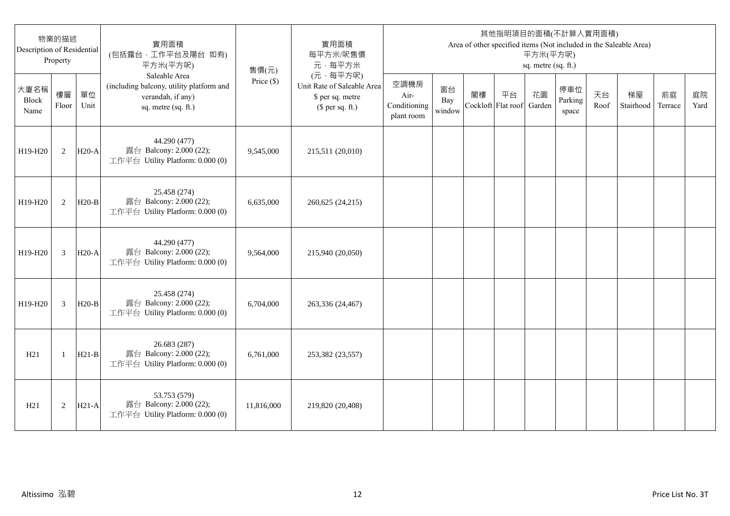| 物業的描述 Description of Residential Property | | | 實用面積 (包括露台，工作平台及陽台 如有) 平方米(平方呎) Saleable Area (including balcony, utility platform and verandah, if any) sq. metre (sq. ft.) | 售價(元) Price ($) | 實用面積 每平方米/呎售價 元，每平方米 (元，每平方呎) Unit Rate of Saleable Area $ per sq. metre ($ per sq. ft.) | 其他指明項目的面積(不計算入實用面積) Area of other specified items (Not included in the Saleable Area) 平方米(平方呎) sq. metre (sq. ft.) | | | | | | | | | |
|---|---|---|---|---|---|---|---|---|---|---|---|---|---|---|---|
| 大廈名稱 Block Name | 樓層 Floor | 單位 Unit | | | | 空調機房 Air-Conditioning plant room | 窗台 Bay window | 閣樓 Cockloft | 平台 Flat roof | 花園 Garden | 停車位 Parking space | 天台 Roof | 梯屋 Stairhood | 前庭 Terrace | 庭院 Yard |
| H19-H20 | 2 | H20-A | 44.290 (477) 露台 Balcony: 2.000 (22); 工作平台 Utility Platform: 0.000 (0) | 9,545,000 | 215,511 (20,010) | | | | | | | | | | |
| H19-H20 | 2 | H20-B | 25.458 (274) 露台 Balcony: 2.000 (22); 工作平台 Utility Platform: 0.000 (0) | 6,635,000 | 260,625 (24,215) | | | | | | | | | | |
| H19-H20 | 3 | H20-A | 44.290 (477) 露台 Balcony: 2.000 (22); 工作平台 Utility Platform: 0.000 (0) | 9,564,000 | 215,940 (20,050) | | | | | | | | | | |
| H19-H20 | 3 | H20-B | 25.458 (274) 露台 Balcony: 2.000 (22); 工作平台 Utility Platform: 0.000 (0) | 6,704,000 | 263,336 (24,467) | | | | | | | | | | |
| H21 | 1 | H21-B | 26.683 (287) 露台 Balcony: 2.000 (22); 工作平台 Utility Platform: 0.000 (0) | 6,761,000 | 253,382 (23,557) | | | | | | | | | | |
| H21 | 2 | H21-A | 53.753 (579) 露台 Balcony: 2.000 (22); 工作平台 Utility Platform: 0.000 (0) | 11,816,000 | 219,820 (20,408) | | | | | | | | | | |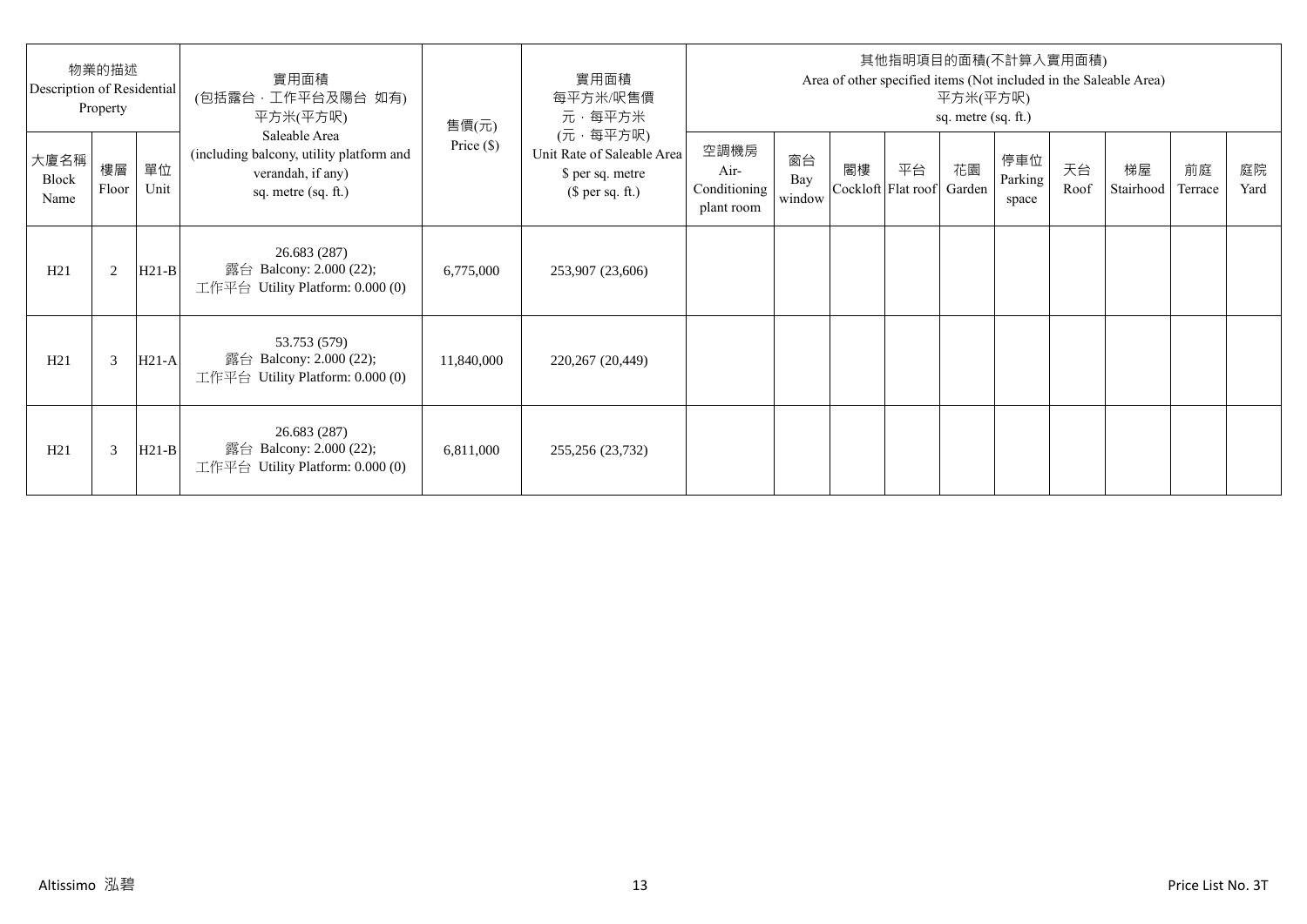| 物業的描述 Description of Residential Property | | | 實用面積 (包括露台，工作平台及陽台 如有) 平方米(平方呎) Saleable Area (including balcony, utility platform and verandah, if any) sq. metre (sq. ft.) | 售價(元) Price ($) | 實用面積 每平方米/呎售價 元，每平方米 (元，每平方呎) Unit Rate of Saleable Area $ per sq. metre ($ per sq. ft.) | 其他指明項目的面積(不計算入實用面積) Area of other specified items (Not included in the Saleable Area) 平方米(平方呎) sq. metre (sq. ft.) | | | | | | | | | |
|---|---|---|---|---|---|---|---|---|---|---|---|---|---|---|---|
| 大廈名稱 Block Name | 樓層 Floor | 單位 Unit | | | | 空調機房 Air-Conditioning plant room | 窗台 Bay window | 閣樓 Cockloft | 平台 Flat roof | 花園 Garden | 停車位 Parking space | 天台 Roof | 梯屋 Stairhood | 前庭 Terrace | 庭院 Yard |
| H21 | 2 | H21-B | 26.683 (287) 露台 Balcony: 2.000 (22); 工作平台 Utility Platform: 0.000 (0) | 6,775,000 | 253,907 (23,606) | | | | | | | | | | |
| H21 | 3 | H21-A | 53.753 (579) 露台 Balcony: 2.000 (22); 工作平台 Utility Platform: 0.000 (0) | 11,840,000 | 220,267 (20,449) | | | | | | | | | | |
| H21 | 3 | H21-B | 26.683 (287) 露台 Balcony: 2.000 (22); 工作平台 Utility Platform: 0.000 (0) | 6,811,000 | 255,256 (23,732) | | | | | | | | | | |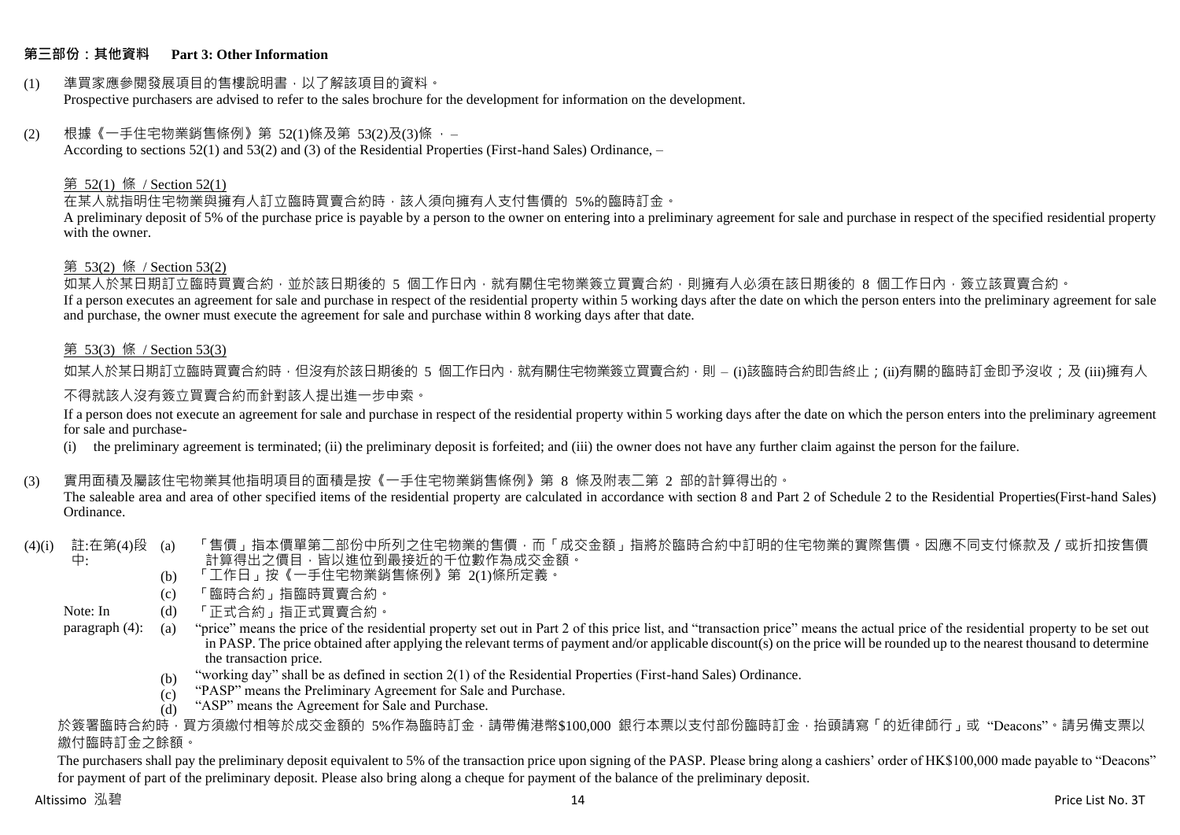## 第三部份：其他資料 Part 3: Other Information

(1) 準買家應參閱發展項目的售樓說明書，以了解該項目的資料。
Prospective purchasers are advised to refer to the sales brochure for the development for information on the development.

(2) 根據《一手住宅物業銷售條例》第 52(1)條及第 53(2)及(3)條 ， –
According to sections 52(1) and 53(2) and (3) of the Residential Properties (First-hand Sales) Ordinance, –

第 52(1) 條 / Section 52(1)

在某人就指明住宅物業與擁有人訂立臨時買賣合約時，該人須向擁有人支付售價的 5%的臨時訂金。
A preliminary deposit of 5% of the purchase price is payable by a person to the owner on entering into a preliminary agreement for sale and purchase in respect of the specified residential property with the owner.

第 53(2) 條 / Section 53(2)

如某人於某日期訂立臨時買賣合約，並於該日期後的 5 個工作日內，就有關住宅物業簽立買賣合約，則擁有人必須在該日期後的 8 個工作日內，簽立該買賣合約。
If a person executes an agreement for sale and purchase in respect of the residential property within 5 working days after the date on which the person enters into the preliminary agreement for sale and purchase, the owner must execute the agreement for sale and purchase within 8 working days after that date.

第 53(3) 條 / Section 53(3)

如某人於某日期訂立臨時買賣合約時，但沒有於該日期後的 5 個工作日內，就有關住宅物業簽立買賣合約，則 – (i)該臨時合約即告終止；(ii)有關的臨時訂金即予沒收；及 (iii)擁有人不得就該人沒有簽立買賣合約而針對該人提出進一步申索。

If a person does not execute an agreement for sale and purchase in respect of the residential property within 5 working days after the date on which the person enters into the preliminary agreement for sale and purchase-

(i) the preliminary agreement is terminated; (ii) the preliminary deposit is forfeited; and (iii) the owner does not have any further claim against the person for the failure.

(3) 實用面積及屬該住宅物業其他指明項目的面積是按《一手住宅物業銷售條例》第 8 條及附表二第 2 部的計算得出的。
The saleable area and area of other specified items of the residential property are calculated in accordance with section 8 and Part 2 of Schedule 2 to the Residential Properties(First-hand Sales) Ordinance.

(4)(i) 註:在第(4)段中:
(a) 「售價」指本價單第二部份中所列之住宅物業的售價，而「成交金額」指將於臨時合約中訂明的住宅物業的實際售價。因應不同支付條款及／或折扣按售價計算得出之價目，皆以進位到最接近的千位數作為成交金額。
(b) 「工作日」按《一手住宅物業銷售條例》第 2(1)條所定義。
(c) 「臨時合約」指臨時買賣合約。
(d) 「正式合約」指正式買賣合約。

Note: In paragraph (4):
(a) "price" means the price of the residential property set out in Part 2 of this price list, and "transaction price" means the actual price of the residential property to be set out in PASP. The price obtained after applying the relevant terms of payment and/or applicable discount(s) on the price will be rounded up to the nearest thousand to determine the transaction price.
(b) "working day" shall be as defined in section 2(1) of the Residential Properties (First-hand Sales) Ordinance.
(c) "PASP" means the Preliminary Agreement for Sale and Purchase.
(d) "ASP" means the Agreement for Sale and Purchase.

於簽署臨時合約時，買方須繳付相等於成交金額的 5%作為臨時訂金，請帶備港幣$100,000 銀行本票以支付部份臨時訂金，抬頭請寫「的近律師行」或 "Deacons"。請另備支票以繳付臨時訂金之餘額。

The purchasers shall pay the preliminary deposit equivalent to 5% of the transaction price upon signing of the PASP. Please bring along a cashiers' order of HK$100,000 made payable to "Deacons" for payment of part of the preliminary deposit. Please also bring along a cheque for payment of the balance of the preliminary deposit.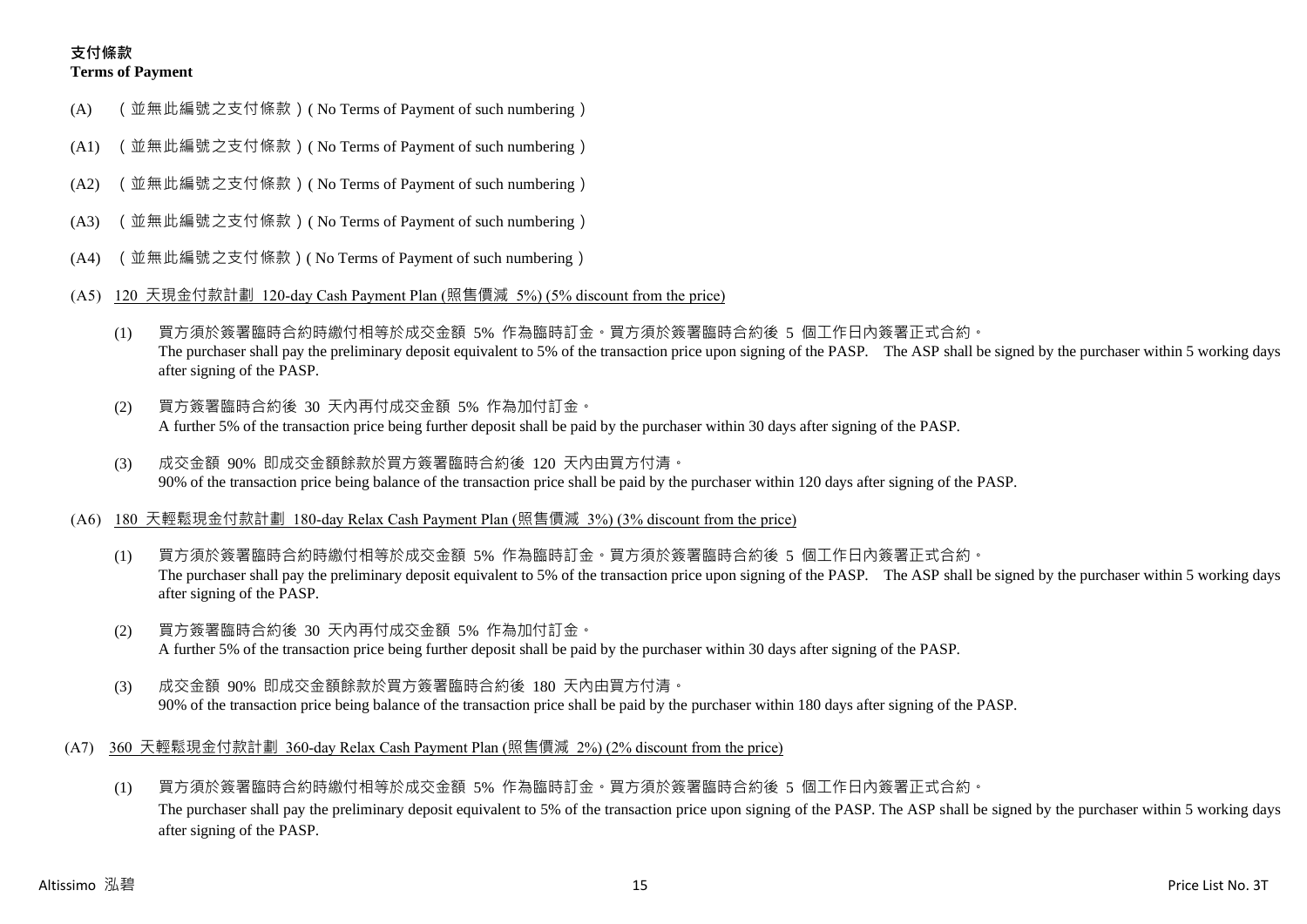## 支付條款
**Terms of Payment**

(A) （並無此編號之支付條款）( No Terms of Payment of such numbering）

(A1) （並無此編號之支付條款）( No Terms of Payment of such numbering）

(A2) （並無此編號之支付條款）( No Terms of Payment of such numbering）

(A3) （並無此編號之支付條款）( No Terms of Payment of such numbering）

(A4) （並無此編號之支付條款）( No Terms of Payment of such numbering）

(A5) 120 天現金付款計劃 120-day Cash Payment Plan (照售價減 5%) (5% discount from the price)

(1) 買方須於簽署臨時合約時繳付相等於成交金額 5% 作為臨時訂金。買方須於簽署臨時合約後 5 個工作日內簽署正式合約。
The purchaser shall pay the preliminary deposit equivalent to 5% of the transaction price upon signing of the PASP. The ASP shall be signed by the purchaser within 5 working days after signing of the PASP.

(2) 買方簽署臨時合約後 30 天內再付成交金額 5% 作為加付訂金。
A further 5% of the transaction price being further deposit shall be paid by the purchaser within 30 days after signing of the PASP.

(3) 成交金額 90% 即成交金額餘款於買方簽署臨時合約後 120 天內由買方付清。
90% of the transaction price being balance of the transaction price shall be paid by the purchaser within 120 days after signing of the PASP.

(A6) 180 天輕鬆現金付款計劃 180-day Relax Cash Payment Plan (照售價減 3%) (3% discount from the price)

(1) 買方須於簽署臨時合約時繳付相等於成交金額 5% 作為臨時訂金。買方須於簽署臨時合約後 5 個工作日內簽署正式合約。
The purchaser shall pay the preliminary deposit equivalent to 5% of the transaction price upon signing of the PASP. The ASP shall be signed by the purchaser within 5 working days after signing of the PASP.

(2) 買方簽署臨時合約後 30 天內再付成交金額 5% 作為加付訂金。
A further 5% of the transaction price being further deposit shall be paid by the purchaser within 30 days after signing of the PASP.

(3) 成交金額 90% 即成交金額餘款於買方簽署臨時合約後 180 天內由買方付清。
90% of the transaction price being balance of the transaction price shall be paid by the purchaser within 180 days after signing of the PASP.

(A7) 360 天輕鬆現金付款計劃 360-day Relax Cash Payment Plan (照售價減 2%) (2% discount from the price)

(1) 買方須於簽署臨時合約時繳付相等於成交金額 5% 作為臨時訂金。買方須於簽署臨時合約後 5 個工作日內簽署正式合約。
The purchaser shall pay the preliminary deposit equivalent to 5% of the transaction price upon signing of the PASP. The ASP shall be signed by the purchaser within 5 working days after signing of the PASP.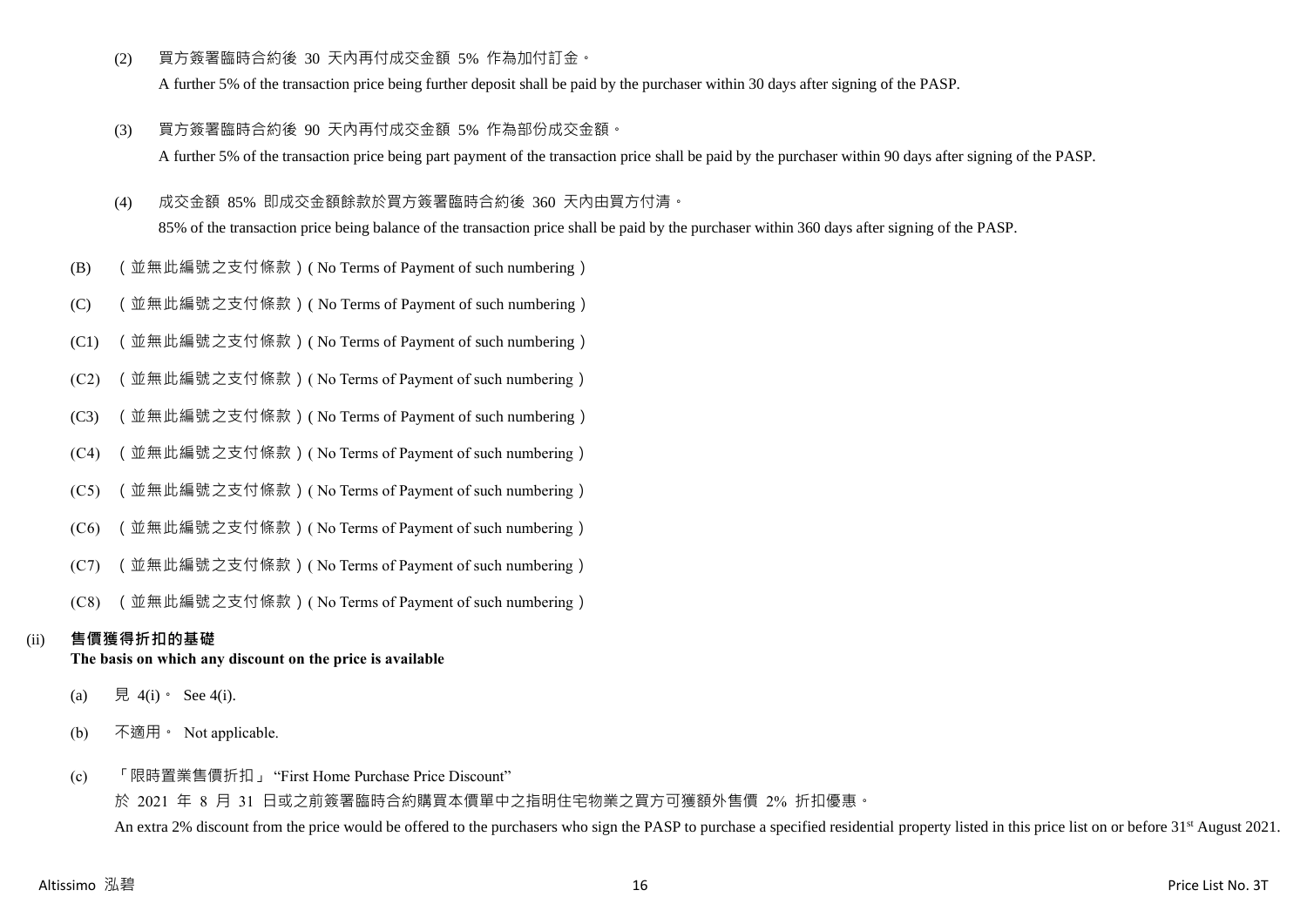(2) 買方簽署臨時合約後 30 天內再付成交金額 5% 作為加付訂金。

A further 5% of the transaction price being further deposit shall be paid by the purchaser within 30 days after signing of the PASP.

(3) 買方簽署臨時合約後 90 天內再付成交金額 5% 作為部份成交金額。

A further 5% of the transaction price being part payment of the transaction price shall be paid by the purchaser within 90 days after signing of the PASP.

(4) 成交金額 85% 即成交金額餘款於買方簽署臨時合約後 360 天內由買方付清。

85% of the transaction price being balance of the transaction price shall be paid by the purchaser within 360 days after signing of the PASP.

(B) （並無此編號之支付條款）( No Terms of Payment of such numbering）

(C) （並無此編號之支付條款）( No Terms of Payment of such numbering）

(C1) （並無此編號之支付條款）( No Terms of Payment of such numbering）

(C2) （並無此編號之支付條款）( No Terms of Payment of such numbering）

(C3) （並無此編號之支付條款）( No Terms of Payment of such numbering）

(C4) （並無此編號之支付條款）( No Terms of Payment of such numbering）

(C5) （並無此編號之支付條款）( No Terms of Payment of such numbering）

(C6) （並無此編號之支付條款）( No Terms of Payment of such numbering）

(C7) （並無此編號之支付條款）( No Terms of Payment of such numbering）

(C8) （並無此編號之支付條款）( No Terms of Payment of such numbering）

(ii) **售價獲得折扣的基礎**
**The basis on which any discount on the price is available**

(a) 見 4(i)。 See 4(i).

(b) 不適用。 Not applicable.

(c) 「限時置業售價折扣」 "First Home Purchase Price Discount"

於 2021 年 8 月 31 日或之前簽署臨時合約購買本價單中之指明住宅物業之買方可獲額外售價 2% 折扣優惠。

An extra 2% discount from the price would be offered to the purchasers who sign the PASP to purchase a specified residential property listed in this price list on or before 31st August 2021.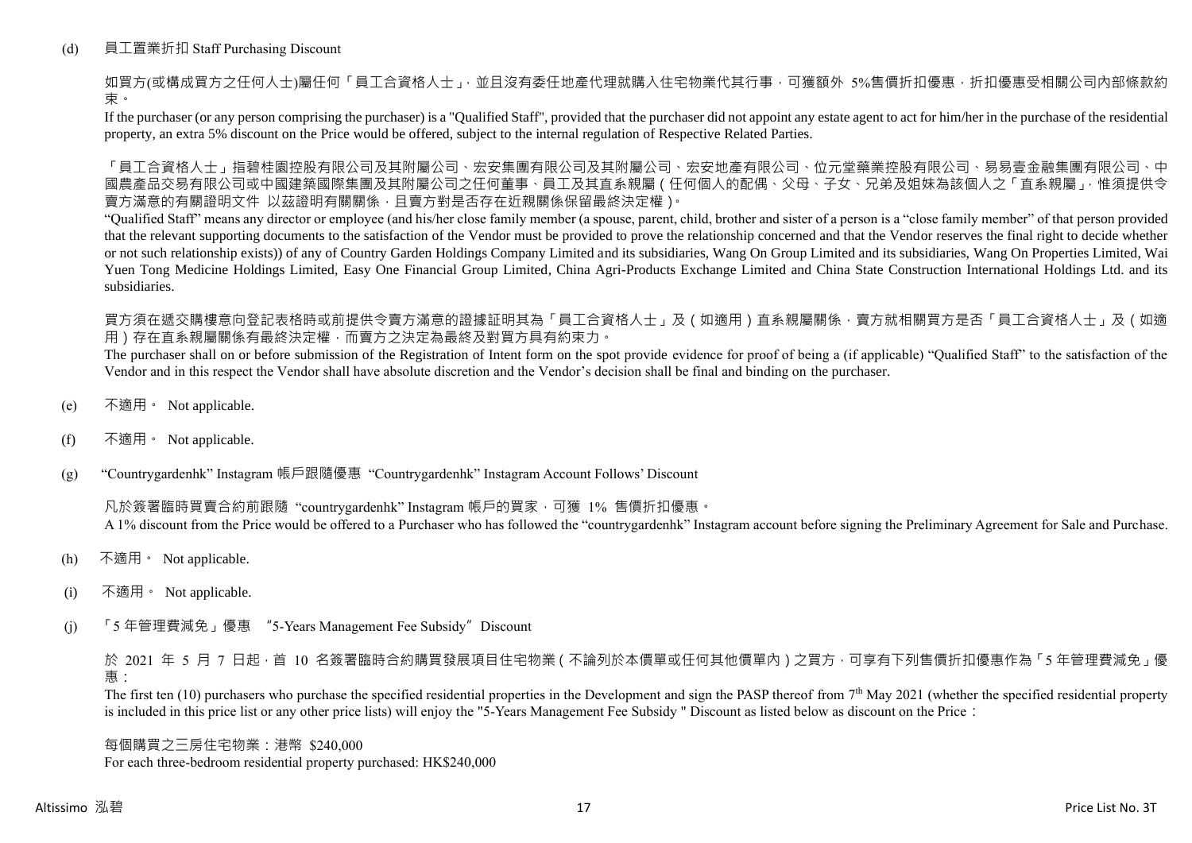(d) 員工置業折扣 Staff Purchasing Discount

如買方(或構成買方之任何人士)屬任何「員工合資格人士」，並且沒有委任地產代理就購入住宅物業代其行事，可獲額外 5%售價折扣優惠，折扣優惠受相關公司內部條款約束。

If the purchaser (or any person comprising the purchaser) is a "Qualified Staff", provided that the purchaser did not appoint any estate agent to act for him/her in the purchase of the residential property, an extra 5% discount on the Price would be offered, subject to the internal regulation of Respective Related Parties.

「員工合資格人士」指碧桂園控股有限公司及其附屬公司、宏安集團有限公司及其附屬公司、宏安地產有限公司、位元堂藥業控股有限公司、易易壹金融集團有限公司、中國農產品交易有限公司或中國建築國際集團及其附屬公司之任何董事、員工及其直系親屬（任何個人的配偶、父母、子女、兄弟及姐妹為該個人之「直系親屬」，惟須提供令賣方滿意的有關證明文件 以茲證明有關關係，且賣方對是否存在近親關係保留最終決定權）。

"Qualified Staff" means any director or employee (and his/her close family member (a spouse, parent, child, brother and sister of a person is a "close family member" of that person provided that the relevant supporting documents to the satisfaction of the Vendor must be provided to prove the relationship concerned and that the Vendor reserves the final right to decide whether or not such relationship exists)) of any of Country Garden Holdings Company Limited and its subsidiaries, Wang On Group Limited and its subsidiaries, Wang On Properties Limited, Wai Yuen Tong Medicine Holdings Limited, Easy One Financial Group Limited, China Agri-Products Exchange Limited and China State Construction International Holdings Ltd. and its subsidiaries.

買方須在遞交購樓意向登記表格時或前提供令賣方滿意的證據証明其為「員工合資格人士」及（如適用）直系親屬關係，賣方就相關買方是否「員工合資格人士」及（如適用）存在直系親屬關係有最終決定權，而賣方之決定為最終及對買方具有約束力。

The purchaser shall on or before submission of the Registration of Intent form on the spot provide evidence for proof of being a (if applicable) "Qualified Staff" to the satisfaction of the Vendor and in this respect the Vendor shall have absolute discretion and the Vendor's decision shall be final and binding on the purchaser.

(e) 不適用。 Not applicable.

(f) 不適用。 Not applicable.

(g) "Countrygardenhk" Instagram 帳戶跟隨優惠 "Countrygardenhk" Instagram Account Follows' Discount

凡於簽署臨時買賣合約前跟隨 "countrygardenhk" Instagram 帳戶的買家，可獲 1% 售價折扣優惠。
A 1% discount from the Price would be offered to a Purchaser who has followed the "countrygardenhk" Instagram account before signing the Preliminary Agreement for Sale and Purchase.

(h) 不適用。 Not applicable.

(i) 不適用。 Not applicable.

(j) 「5 年管理費減免」優惠 "5-Years Management Fee Subsidy" Discount

於 2021 年 5 月 7 日起，首 10 名簽署臨時合約購買發展項目住宅物業（不論列於本價單或任何其他價單內）之買方，可享有下列售價折扣優惠作為「5 年管理費減免」優惠：

The first ten (10) purchasers who purchase the specified residential properties in the Development and sign the PASP thereof from 7th May 2021 (whether the specified residential property is included in this price list or any other price lists) will enjoy the "5-Years Management Fee Subsidy " Discount as listed below as discount on the Price：

每個購買之三房住宅物業：港幣 $240,000
For each three-bedroom residential property purchased: HK$240,000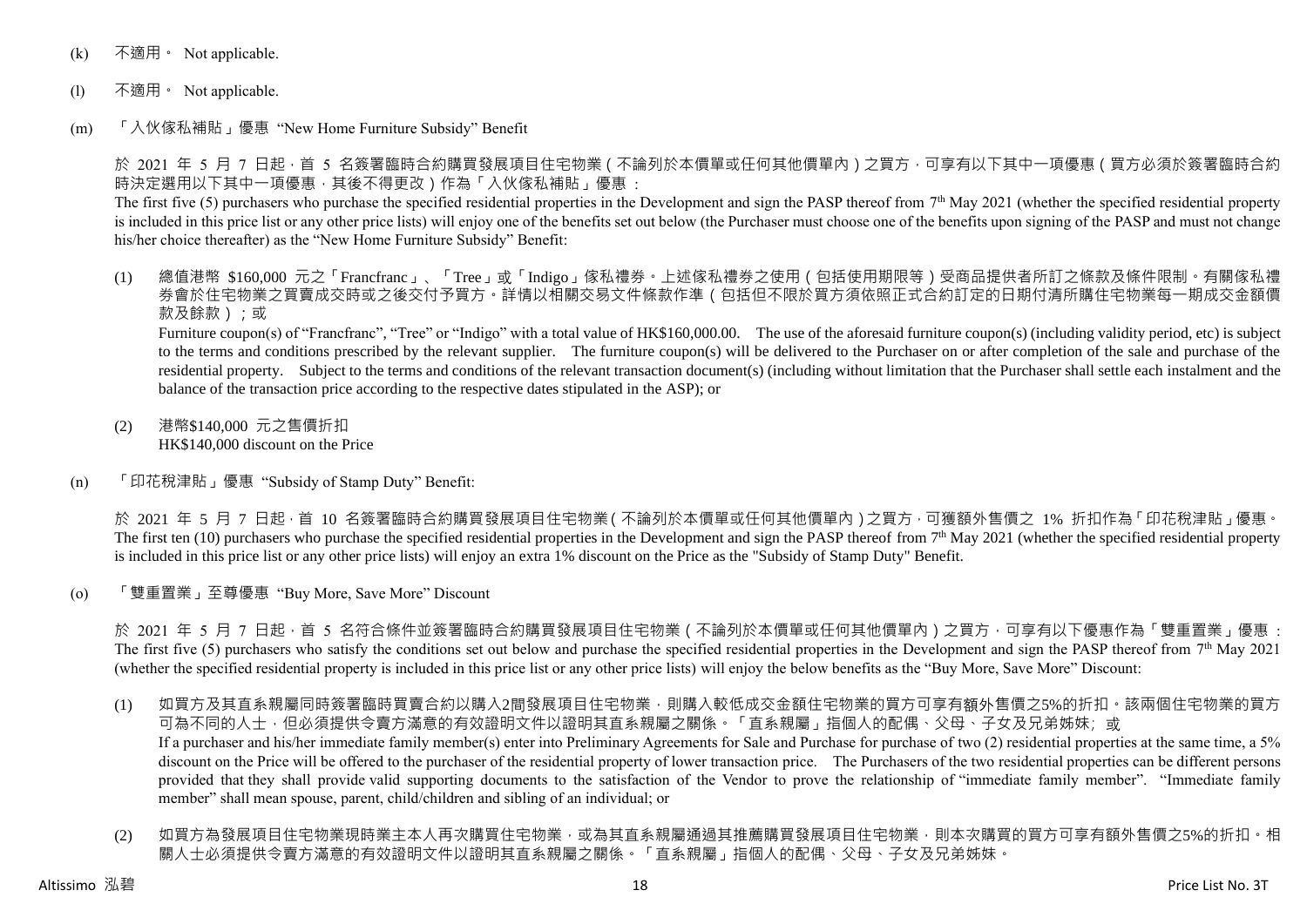(k) 不適用。 Not applicable.

(l) 不適用。 Not applicable.

(m) 「入伙傢私補貼」優惠 “New Home Furniture Subsidy” Benefit

於 2021 年 5 月 7 日起，首 5 名簽署臨時合約購買發展項目住宅物業（不論列於本價單或任何其他價單內）之買方，可享有以下其中一項優惠（買方必須於簽署臨時合約時決定選用以下其中一項優惠，其後不得更改）作為「入伙傢私補貼」優惠：
The first five (5) purchasers who purchase the specified residential properties in the Development and sign the PASP thereof from 7th May 2021 (whether the specified residential property is included in this price list or any other price lists) will enjoy one of the benefits set out below (the Purchaser must choose one of the benefits upon signing of the PASP and must not change his/her choice thereafter) as the “New Home Furniture Subsidy” Benefit:

(1) 總值港幣 $160,000 元之「Francfranc」、「Tree」或「Indigo」傢私禮券。上述傢私禮券之使用（包括使用期限等）受商品提供者所訂之條款及條件限制。有關傢私禮券會於住宅物業之買賣成交時或之後交付予買方。詳情以相關交易文件條款作準（包括但不限於買方須依照正式合約訂定的日期付清所購住宅物業每一期成交金額價款及餘款）；或
Furniture coupon(s) of “Francfranc”, “Tree” or “Indigo” with a total value of HK$160,000.00. The use of the aforesaid furniture coupon(s) (including validity period, etc) is subject to the terms and conditions prescribed by the relevant supplier. The furniture coupon(s) will be delivered to the Purchaser on or after completion of the sale and purchase of the residential property. Subject to the terms and conditions of the relevant transaction document(s) (including without limitation that the Purchaser shall settle each instalment and the balance of the transaction price according to the respective dates stipulated in the ASP); or

(2) 港幣$140,000 元之售價折扣
HK$140,000 discount on the Price

(n) 「印花稅津貼」優惠 “Subsidy of Stamp Duty” Benefit:

於 2021 年 5 月 7 日起，首 10 名簽署臨時合約購買發展項目住宅物業（不論列於本價單或任何其他價單內）之買方，可獲額外售價之 1% 折扣作為「印花稅津貼」優惠。
The first ten (10) purchasers who purchase the specified residential properties in the Development and sign the PASP thereof from 7th May 2021 (whether the specified residential property is included in this price list or any other price lists) will enjoy an extra 1% discount on the Price as the "Subsidy of Stamp Duty" Benefit.

(o) 「雙重置業」至尊優惠 “Buy More, Save More” Discount

於 2021 年 5 月 7 日起，首 5 名符合條件並簽署臨時合約購買發展項目住宅物業（不論列於本價單或任何其他價單內）之買方，可享有以下優惠作為「雙重置業」優惠：
The first five (5) purchasers who satisfy the conditions set out below and purchase the specified residential properties in the Development and sign the PASP thereof from 7th May 2021 (whether the specified residential property is included in this price list or any other price lists) will enjoy the below benefits as the “Buy More, Save More” Discount:

(1) 如買方及其直系親屬同時簽署臨時買賣合約以購入2間發展項目住宅物業，則購入較低成交金額住宅物業的買方可享有額外售價之5%的折扣。該兩個住宅物業的買方可為不同的人士，但必須提供令賣方滿意的有效證明文件以證明其直系親屬之關係。「直系親屬」指個人的配偶、父母、子女及兄弟姊妹；或
If a purchaser and his/her immediate family member(s) enter into Preliminary Agreements for Sale and Purchase for purchase of two (2) residential properties at the same time, a 5% discount on the Price will be offered to the purchaser of the residential property of lower transaction price. The Purchasers of the two residential properties can be different persons provided that they shall provide valid supporting documents to the satisfaction of the Vendor to prove the relationship of “immediate family member”. “Immediate family member” shall mean spouse, parent, child/children and sibling of an individual; or

(2) 如買方為發展項目住宅物業現時業主本人再次購買住宅物業，或為其直系親屬通過其推薦購買發展項目住宅物業，則本次購買的買方可享有額外售價之5%的折扣。相關人士必須提供令賣方滿意的有效證明文件以證明其直系親屬之關係。「直系親屬」指個人的配偶、父母、子女及兄弟姊妹。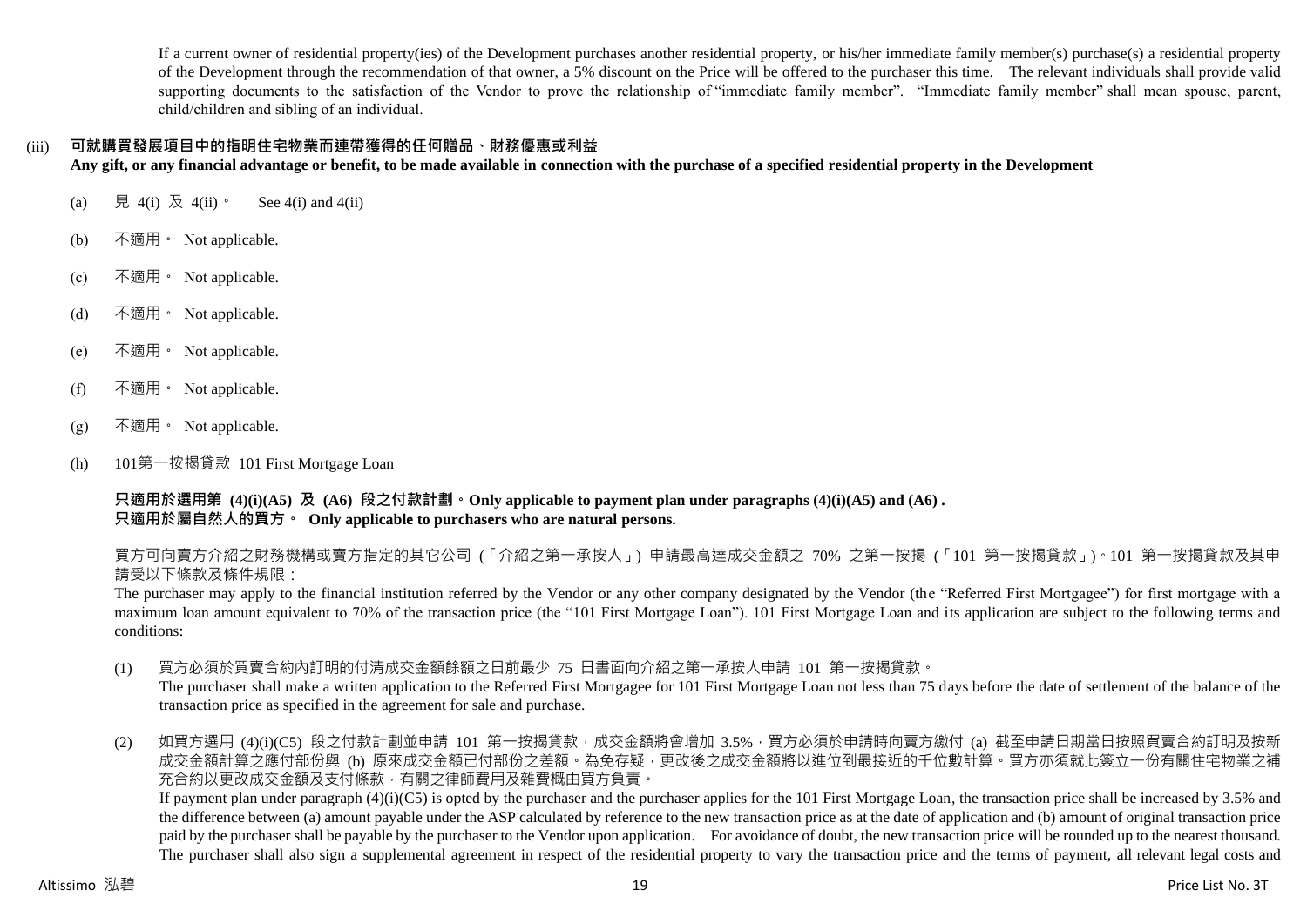If a current owner of residential property(ies) of the Development purchases another residential property, or his/her immediate family member(s) purchase(s) a residential property of the Development through the recommendation of that owner, a 5% discount on the Price will be offered to the purchaser this time. The relevant individuals shall provide valid supporting documents to the satisfaction of the Vendor to prove the relationship of "immediate family member". "Immediate family member" shall mean spouse, parent, child/children and sibling of an individual.

(iii) **可就購買發展項目中的指明住宅物業而連帶獲得的任何贈品、財務優惠或利益**
**Any gift, or any financial advantage or benefit, to be made available in connection with the purchase of a specified residential property in the Development**

(a) 見 4(i) 及 4(ii)。 See 4(i) and 4(ii)

(b) 不適用。 Not applicable.

(c) 不適用。 Not applicable.

(d) 不適用。 Not applicable.

(e) 不適用。 Not applicable.

(f) 不適用。 Not applicable.

(g) 不適用。 Not applicable.

(h) 101第一按揭貸款 101 First Mortgage Loan

**只適用於選用第 (4)(i)(A5) 及 (A6) 段之付款計劃。Only applicable to payment plan under paragraphs (4)(i)(A5) and (A6) .**
**只適用於屬自然人的買方。 Only applicable to purchasers who are natural persons.**

買方可向賣方介紹之財務機構或賣方指定的其它公司 (「介紹之第一承按人」) 申請最高達成交金額之 70% 之第一按揭 (「101 第一按揭貸款」)。101 第一按揭貸款及其申請受以下條款及條件規限：
The purchaser may apply to the financial institution referred by the Vendor or any other company designated by the Vendor (the "Referred First Mortgagee") for first mortgage with a maximum loan amount equivalent to 70% of the transaction price (the "101 First Mortgage Loan"). 101 First Mortgage Loan and its application are subject to the following terms and conditions:

(1) 買方必須於買賣合約內訂明的付清成交金額餘額之日前最少 75 日書面向介紹之第一承按人申請 101 第一按揭貸款。
The purchaser shall make a written application to the Referred First Mortgagee for 101 First Mortgage Loan not less than 75 days before the date of settlement of the balance of the transaction price as specified in the agreement for sale and purchase.

(2) 如買方選用 (4)(i)(C5) 段之付款計劃並申請 101 第一按揭貸款，成交金額將會增加 3.5%，買方必須於申請時向賣方繳付 (a) 截至申請日期當日按照買賣合約訂明及按新成交金額計算之應付部份與 (b) 原來成交金額已付部份之差額。為免存疑，更改後之成交金額將以進位到最接近的千位數計算。買方亦須就此簽立一份有關住宅物業之補充合約以更改成交金額及支付條款，有關之律師費用及雜費概由買方負責。
If payment plan under paragraph (4)(i)(C5) is opted by the purchaser and the purchaser applies for the 101 First Mortgage Loan, the transaction price shall be increased by 3.5% and the difference between (a) amount payable under the ASP calculated by reference to the new transaction price as at the date of application and (b) amount of original transaction price paid by the purchaser shall be payable by the purchaser to the Vendor upon application. For avoidance of doubt, the new transaction price will be rounded up to the nearest thousand. The purchaser shall also sign a supplemental agreement in respect of the residential property to vary the transaction price and the terms of payment, all relevant legal costs and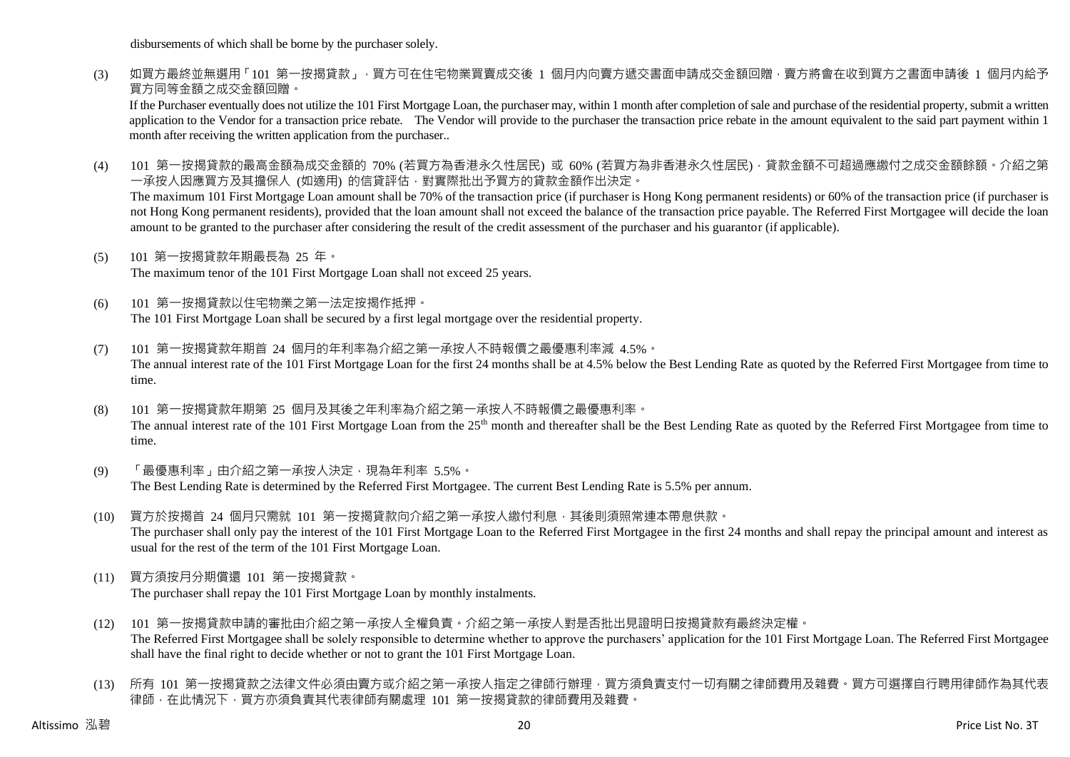disbursements of which shall be borne by the purchaser solely.

(3) 如買方最終並無選用「101 第一按揭貸款」，買方可在住宅物業買賣成交後 1 個月內向賣方遞交書面申請成交金額回贈，賣方將會在收到買方之書面申請後 1 個月內給予買方同等金額之成交金額回贈。
If the Purchaser eventually does not utilize the 101 First Mortgage Loan, the purchaser may, within 1 month after completion of sale and purchase of the residential property, submit a written application to the Vendor for a transaction price rebate. The Vendor will provide to the purchaser the transaction price rebate in the amount equivalent to the said part payment within 1 month after receiving the written application from the purchaser..

(4) 101 第一按揭貸款的最高金額為成交金額的 70% (若買方為香港永久性居民) 或 60% (若買方為非香港永久性居民)，貸款金額不可超過應繳付之成交金額餘額。介紹之第一承按人因應買方及其擔保人 (如適用) 的信貸評估，對實際批出予買方的貸款金額作出決定。
The maximum 101 First Mortgage Loan amount shall be 70% of the transaction price (if purchaser is Hong Kong permanent residents) or 60% of the transaction price (if purchaser is not Hong Kong permanent residents), provided that the loan amount shall not exceed the balance of the transaction price payable. The Referred First Mortgagee will decide the loan amount to be granted to the purchaser after considering the result of the credit assessment of the purchaser and his guarantor (if applicable).

(5) 101 第一按揭貸款年期最長為 25 年。
The maximum tenor of the 101 First Mortgage Loan shall not exceed 25 years.

(6) 101 第一按揭貸款以住宅物業之第一法定按揭作抵押。
The 101 First Mortgage Loan shall be secured by a first legal mortgage over the residential property.

(7) 101 第一按揭貸款年期首 24 個月的年利率為介紹之第一承按人不時報價之最優惠利率減 4.5%。
The annual interest rate of the 101 First Mortgage Loan for the first 24 months shall be at 4.5% below the Best Lending Rate as quoted by the Referred First Mortgagee from time to time.

(8) 101 第一按揭貸款年期第 25 個月及其後之年利率為介紹之第一承按人不時報價之最優惠利率。
The annual interest rate of the 101 First Mortgage Loan from the 25th month and thereafter shall be the Best Lending Rate as quoted by the Referred First Mortgagee from time to time.

(9) 「最優惠利率」由介紹之第一承按人決定，現為年利率 5.5%。
The Best Lending Rate is determined by the Referred First Mortgagee. The current Best Lending Rate is 5.5% per annum.

(10) 買方於按揭首 24 個月只需就 101 第一按揭貸款向介紹之第一承按人繳付利息，其後則須照常連本帶息供款。
The purchaser shall only pay the interest of the 101 First Mortgage Loan to the Referred First Mortgagee in the first 24 months and shall repay the principal amount and interest as usual for the rest of the term of the 101 First Mortgage Loan.

(11) 買方須按月分期償還 101 第一按揭貸款。
The purchaser shall repay the 101 First Mortgage Loan by monthly instalments.

(12) 101 第一按揭貸款申請的審批由介紹之第一承按人全權負責。介紹之第一承按人對是否批出見證明日按揭貸款有最終決定權。
The Referred First Mortgagee shall be solely responsible to determine whether to approve the purchasers' application for the 101 First Mortgage Loan. The Referred First Mortgagee shall have the final right to decide whether or not to grant the 101 First Mortgage Loan.

(13) 所有 101 第一按揭貸款之法律文件必須由賣方或介紹之第一承按人指定之律師行辦理，買方須負責支付一切有關之律師費用及雜費。買方可選擇自行聘用律師作為其代表律師，在此情況下，買方亦須負責其代表律師有關處理 101 第一按揭貸款的律師費用及雜費。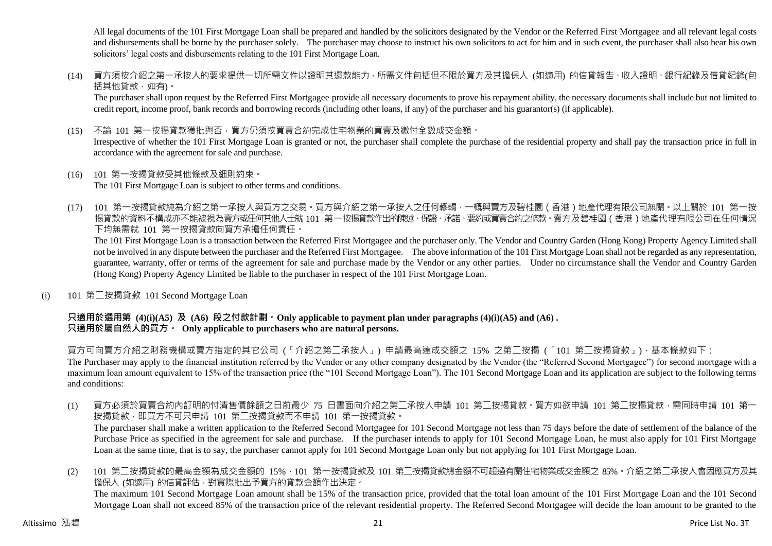All legal documents of the 101 First Mortgage Loan shall be prepared and handled by the solicitors designated by the Vendor or the Referred First Mortgagee and all relevant legal costs and disbursements shall be borne by the purchaser solely. The purchaser may choose to instruct his own solicitors to act for him and in such event, the purchaser shall also bear his own solicitors' legal costs and disbursements relating to the 101 First Mortgage Loan.

(14) 買方須按介紹之第一承按人的要求提供一切所需文件以證明其還款能力，所需文件包括但不限於買方及其擔保人 (如適用) 的信貸報告、收入證明、銀行紀錄及借貸紀錄(包括其他貸款，如有)。
The purchaser shall upon request by the Referred First Mortgagee provide all necessary documents to prove his repayment ability, the necessary documents shall include but not limited to credit report, income proof, bank records and borrowing records (including other loans, if any) of the purchaser and his guarantor(s) (if applicable).

(15) 不論 101 第一按揭貸款獲批與否，買方仍須按買賣合約完成住宅物業的買賣及繳付全數成交金額。
Irrespective of whether the 101 First Mortgage Loan is granted or not, the purchaser shall complete the purchase of the residential property and shall pay the transaction price in full in accordance with the agreement for sale and purchase.

(16) 101 第一按揭貸款受其他條款及細則約束。
The 101 First Mortgage Loan is subject to other terms and conditions.

(17) 101 第一按揭貸款純為介紹之第一承按人與買方之交易。買方與介紹之第一承按人之任何轇轕，一概與賣方及碧桂園（香港）地產代理有限公司無關。以上關於 101 第一按揭貸款的資料不構成亦不能被視為賣方或任何其他人士就 101 第一按揭貸款作出的陳述、保證、承諾、要約或買賣合約之條款。賣方及碧桂園（香港）地產代理有限公司在任何情況下均無需就 101 第一按揭貸款向買方承擔任何責任。
The 101 First Mortgage Loan is a transaction between the Referred First Mortgagee and the purchaser only. The Vendor and Country Garden (Hong Kong) Property Agency Limited shall not be involved in any dispute between the purchaser and the Referred First Mortgagee. The above information of the 101 First Mortgage Loan shall not be regarded as any representation, guarantee, warranty, offer or terms of the agreement for sale and purchase made by the Vendor or any other parties. Under no circumstance shall the Vendor and Country Garden (Hong Kong) Property Agency Limited be liable to the purchaser in respect of the 101 First Mortgage Loan.

(i) 101 第二按揭貸款 101 Second Mortgage Loan

**只適用於選用第 (4)(i)(A5) 及 (A6) 段之付款計劃。Only applicable to payment plan under paragraphs (4)(i)(A5) and (A6) .**
**只適用於屬自然人的買方。 Only applicable to purchasers who are natural persons.**

買方可向賣方介紹之財務機構或賣方指定的其它公司 (「介紹之第二承按人」) 申請最高達成交額之 15% 之第二按揭 (「101 第二按揭貸款」)，基本條款如下：
The Purchaser may apply to the financial institution referred by the Vendor or any other company designated by the Vendor (the "Referred Second Mortgagee") for second mortgage with a maximum loan amount equivalent to 15% of the transaction price (the "101 Second Mortgage Loan"). The 101 Second Mortgage Loan and its application are subject to the following terms and conditions:

(1) 買方必須於買賣合約內訂明的付清售價餘額之日前最少 75 日書面向介紹之第二承按人申請 101 第二按揭貸款。買方如欲申請 101 第二按揭貸款，需同時申請 101 第一按揭貸款，即買方不可只申請 101 第二按揭貸款而不申請 101 第一按揭貸款。
The purchaser shall make a written application to the Referred Second Mortgagee for 101 Second Mortgage not less than 75 days before the date of settlement of the balance of the Purchase Price as specified in the agreement for sale and purchase. If the purchaser intends to apply for 101 Second Mortgage Loan, he must also apply for 101 First Mortgage Loan at the same time, that is to say, the purchaser cannot apply for 101 Second Mortgage Loan only but not applying for 101 First Mortgage Loan.

(2) 101 第二按揭貸款的最高金額為成交金額的 15%，101 第一按揭貸款及 101 第二按揭貸款總金額不可超過有關住宅物業成交金額之 85%。介紹之第二承按人會因應買方及其擔保人 (如適用) 的信貸評估，對實際批出予買方的貸款金額作出決定。
The maximum 101 Second Mortgage Loan amount shall be 15% of the transaction price, provided that the total loan amount of the 101 First Mortgage Loan and the 101 Second Mortgage Loan shall not exceed 85% of the transaction price of the relevant residential property. The Referred Second Mortgagee will decide the loan amount to be granted to the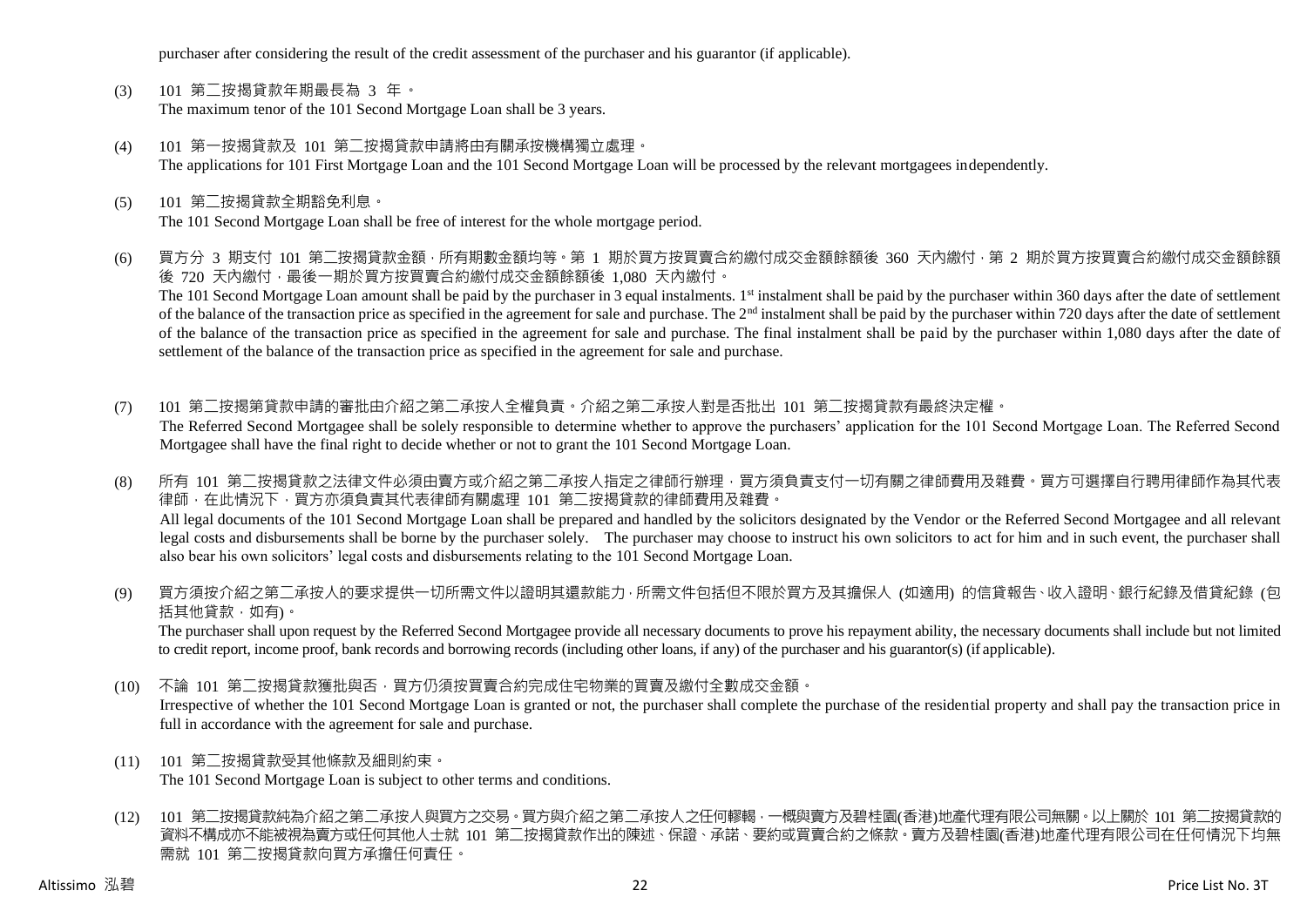purchaser after considering the result of the credit assessment of the purchaser and his guarantor (if applicable).

(3) 101 第二按揭貸款年期最長為 3 年。
The maximum tenor of the 101 Second Mortgage Loan shall be 3 years.

(4) 101 第一按揭貸款及 101 第二按揭貸款申請將由有關承按機構獨立處理。
The applications for 101 First Mortgage Loan and the 101 Second Mortgage Loan will be processed by the relevant mortgagees independently.

(5) 101 第二按揭貸款全期豁免利息。
The 101 Second Mortgage Loan shall be free of interest for the whole mortgage period.

(6) 買方分 3 期支付 101 第二按揭貸款金額，所有期數金額均等。第 1 期於買方按買賣合約繳付成交金額餘額後 360 天內繳付，第 2 期於買方按買賣合約繳付成交金額餘額後 720 天內繳付，最後一期於買方按買賣合約繳付成交金額餘額後 1,080 天內繳付。
The 101 Second Mortgage Loan amount shall be paid by the purchaser in 3 equal instalments. 1st instalment shall be paid by the purchaser within 360 days after the date of settlement of the balance of the transaction price as specified in the agreement for sale and purchase. The 2nd instalment shall be paid by the purchaser within 720 days after the date of settlement of the balance of the transaction price as specified in the agreement for sale and purchase. The final instalment shall be paid by the purchaser within 1,080 days after the date of settlement of the balance of the transaction price as specified in the agreement for sale and purchase.

(7) 101 第二按揭第貸款申請的審批由介紹之第二承按人全權負責。介紹之第二承按人對是否批出 101 第二按揭貸款有最終決定權。
The Referred Second Mortgagee shall be solely responsible to determine whether to approve the purchasers' application for the 101 Second Mortgage Loan. The Referred Second Mortgagee shall have the final right to decide whether or not to grant the 101 Second Mortgage Loan.

(8) 所有 101 第二按揭貸款之法律文件必須由賣方或介紹之第二承按人指定之律師行辦理，買方須負責支付一切有關之律師費用及雜費。買方可選擇自行聘用律師作為其代表律師，在此情況下，買方亦須負責其代表律師有關處理 101 第二按揭貸款的律師費用及雜費。
All legal documents of the 101 Second Mortgage Loan shall be prepared and handled by the solicitors designated by the Vendor or the Referred Second Mortgagee and all relevant legal costs and disbursements shall be borne by the purchaser solely. The purchaser may choose to instruct his own solicitors to act for him and in such event, the purchaser shall also bear his own solicitors' legal costs and disbursements relating to the 101 Second Mortgage Loan.

(9) 買方須按介紹之第二承按人的要求提供一切所需文件以證明其還款能力，所需文件包括但不限於買方及其擔保人 (如適用) 的信貸報告、收入證明、銀行紀錄及借貸紀錄 (包括其他貸款，如有)。
The purchaser shall upon request by the Referred Second Mortgagee provide all necessary documents to prove his repayment ability, the necessary documents shall include but not limited to credit report, income proof, bank records and borrowing records (including other loans, if any) of the purchaser and his guarantor(s) (if applicable).

(10) 不論 101 第二按揭貸款獲批與否，買方仍須按買賣合約完成住宅物業的買賣及繳付全數成交金額。
Irrespective of whether the 101 Second Mortgage Loan is granted or not, the purchaser shall complete the purchase of the residential property and shall pay the transaction price in full in accordance with the agreement for sale and purchase.

(11) 101 第二按揭貸款受其他條款及細則約束。
The 101 Second Mortgage Loan is subject to other terms and conditions.

(12) 101 第二按揭貸款純為介紹之第二承按人與買方之交易。買方與介紹之第二承按人之任何轇輵，一概與賣方及碧桂園(香港)地產代理有限公司無關。以上關於 101 第二按揭貸款的資料不構成亦不能被視為賣方或任何其他人士就 101 第二按揭貸款作出的陳述、保證、承諾、要約或買賣合約之條款。賣方及碧桂園(香港)地產代理有限公司在任何情況下均無需就 101 第二按揭貸款向買方承擔任何責任。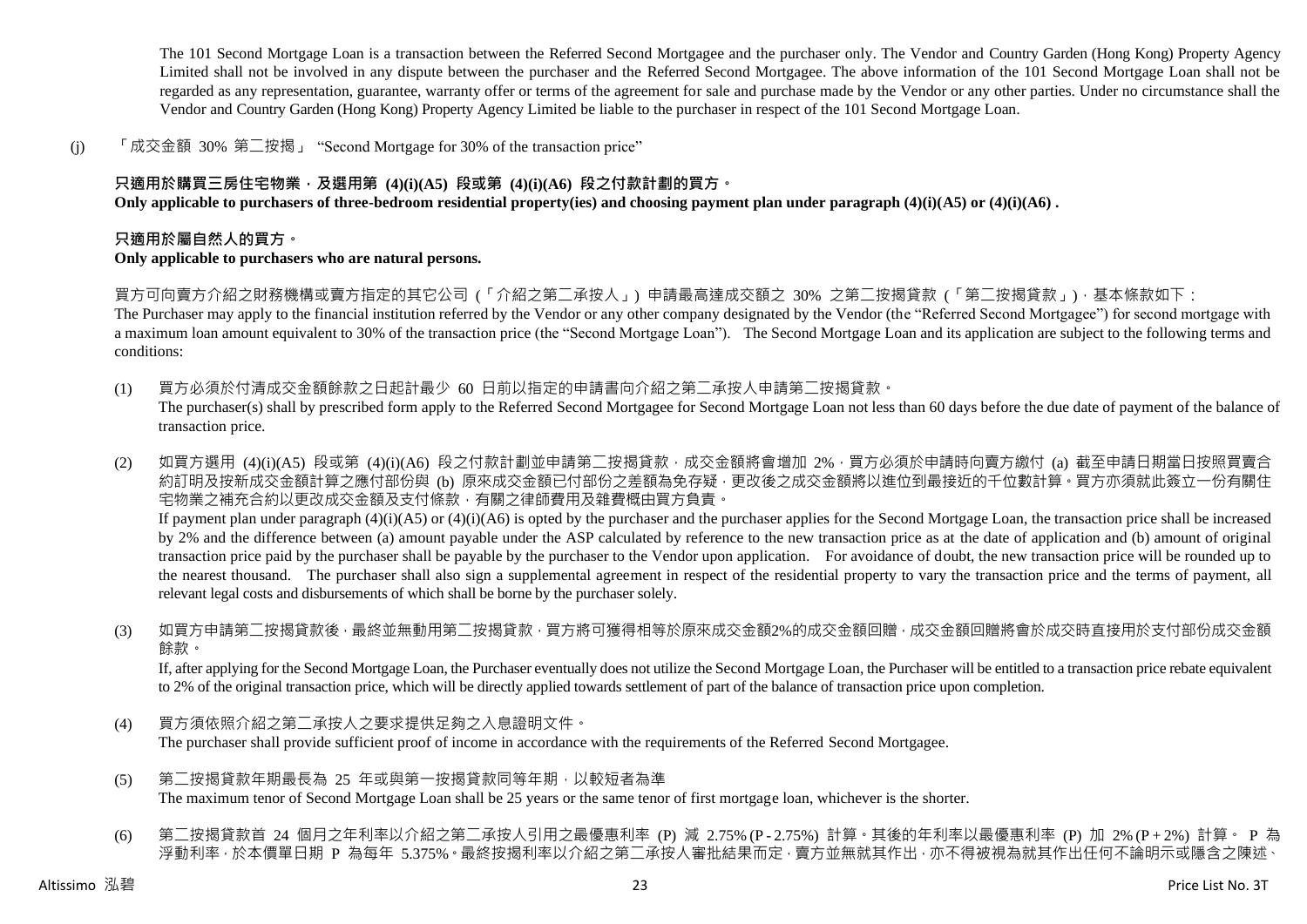The 101 Second Mortgage Loan is a transaction between the Referred Second Mortgagee and the purchaser only. The Vendor and Country Garden (Hong Kong) Property Agency Limited shall not be involved in any dispute between the purchaser and the Referred Second Mortgagee. The above information of the 101 Second Mortgage Loan shall not be regarded as any representation, guarantee, warranty offer or terms of the agreement for sale and purchase made by the Vendor or any other parties. Under no circumstance shall the Vendor and Country Garden (Hong Kong) Property Agency Limited be liable to the purchaser in respect of the 101 Second Mortgage Loan.

(j) 「成交金額 30% 第二按揭」 "Second Mortgage for 30% of the transaction price"

**只適用於購買三房住宅物業，及選用第 (4)(i)(A5) 段或第 (4)(i)(A6) 段之付款計劃的買方。**
**Only applicable to purchasers of three-bedroom residential property(ies) and choosing payment plan under paragraph (4)(i)(A5) or (4)(i)(A6) .**

**只適用於屬自然人的買方。**
**Only applicable to purchasers who are natural persons.**

買方可向賣方介紹之財務機構或賣方指定的其它公司 (「介紹之第二承按人」) 申請最高達成交額之 30% 之第二按揭貸款 (「第二按揭貸款」)，基本條款如下：
The Purchaser may apply to the financial institution referred by the Vendor or any other company designated by the Vendor (the "Referred Second Mortgagee") for second mortgage with a maximum loan amount equivalent to 30% of the transaction price (the "Second Mortgage Loan"). The Second Mortgage Loan and its application are subject to the following terms and conditions:

(1) 買方必須於付清成交金額餘款之日起計最少 60 日前以指定的申請書向介紹之第二承按人申請第二按揭貸款。
The purchaser(s) shall by prescribed form apply to the Referred Second Mortgagee for Second Mortgage Loan not less than 60 days before the due date of payment of the balance of transaction price.

(2) 如買方選用 (4)(i)(A5) 段或第 (4)(i)(A6) 段之付款計劃並申請第二按揭貸款，成交金額將會增加 2%，買方必須於申請時向賣方繳付 (a) 截至申請日期當日按照買賣合約訂明及按新成交金額計算之應付部份與 (b) 原來成交金額已付部份之差額為免存疑，更改後之成交金額將以進位到最接近的千位數計算。買方亦須就此簽立一份有關住宅物業之補充合約以更改成交金額及支付條款，有關之律師費用及雜費概由買方負責。
If payment plan under paragraph (4)(i)(A5) or (4)(i)(A6) is opted by the purchaser and the purchaser applies for the Second Mortgage Loan, the transaction price shall be increased by 2% and the difference between (a) amount payable under the ASP calculated by reference to the new transaction price as at the date of application and (b) amount of original transaction price paid by the purchaser shall be payable by the purchaser to the Vendor upon application. For avoidance of doubt, the new transaction price will be rounded up to the nearest thousand. The purchaser shall also sign a supplemental agreement in respect of the residential property to vary the transaction price and the terms of payment, all relevant legal costs and disbursements of which shall be borne by the purchaser solely.

(3) 如買方申請第二按揭貸款後，最終並無動用第二按揭貸款，買方將可獲得相等於原來成交金額2%的成交金額回贈，成交金額回贈將會於成交時直接用於支付部份成交金額餘款。
If, after applying for the Second Mortgage Loan, the Purchaser eventually does not utilize the Second Mortgage Loan, the Purchaser will be entitled to a transaction price rebate equivalent to 2% of the original transaction price, which will be directly applied towards settlement of part of the balance of transaction price upon completion.

(4) 買方須依照介紹之第二承按人之要求提供足夠之入息證明文件。
The purchaser shall provide sufficient proof of income in accordance with the requirements of the Referred Second Mortgagee.

(5) 第二按揭貸款年期最長為 25 年或與第一按揭貸款同等年期，以較短者為準
The maximum tenor of Second Mortgage Loan shall be 25 years or the same tenor of first mortgage loan, whichever is the shorter.

(6) 第二按揭貸款首 24 個月之年利率以介紹之第二承按人引用之最優惠利率 (P) 減 2.75% (P - 2.75%) 計算。其後的年利率以最優惠利率 (P) 加 2% (P + 2%) 計算。 P 為浮動利率，於本價單日期 P 為每年 5.375%。最終按揭利率以介紹之第二承按人審批結果而定，賣方並無就其作出，亦不得被視為就其作出任何不論明示或隱含之陳述、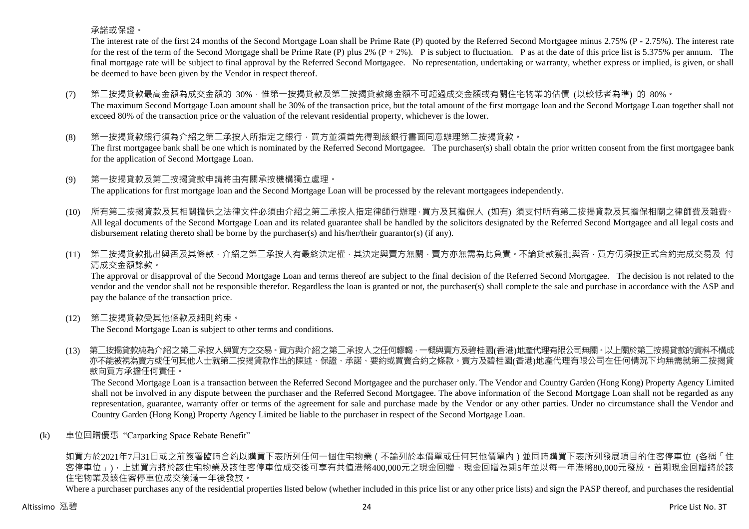承諾或保證。

The interest rate of the first 24 months of the Second Mortgage Loan shall be Prime Rate (P) quoted by the Referred Second Mortgagee minus 2.75% (P - 2.75%). The interest rate for the rest of the term of the Second Mortgage shall be Prime Rate (P) plus 2% (P + 2%). P is subject to fluctuation. P as at the date of this price list is 5.375% per annum. The final mortgage rate will be subject to final approval by the Referred Second Mortgagee. No representation, undertaking or warranty, whether express or implied, is given, or shall be deemed to have been given by the Vendor in respect thereof.

(7) 第二按揭貸款最高金額為成交金額的 30%，惟第一按揭貸款及第二按揭貸款總金額不可超過成交金額或有關住宅物業的估價 (以較低者為準) 的 80%。
The maximum Second Mortgage Loan amount shall be 30% of the transaction price, but the total amount of the first mortgage loan and the Second Mortgage Loan together shall not exceed 80% of the transaction price or the valuation of the relevant residential property, whichever is the lower.

(8) 第一按揭貸款銀行須為介紹之第二承按人所指定之銀行，買方並須首先得到該銀行書面同意辦理第二按揭貸款。
The first mortgagee bank shall be one which is nominated by the Referred Second Mortgagee. The purchaser(s) shall obtain the prior written consent from the first mortgagee bank for the application of Second Mortgage Loan.

(9) 第一按揭貸款及第二按揭貸款申請將由有關承按機構獨立處理。
The applications for first mortgage loan and the Second Mortgage Loan will be processed by the relevant mortgagees independently.

(10) 所有第二按揭貸款及其相關擔保之法律文件必須由介紹之第二承按人指定律師行辦理，買方及其擔保人 (如有) 須支付所有第二按揭貸款及其擔保相關之律師費及雜費。
All legal documents of the Second Mortgage Loan and its related guarantee shall be handled by the solicitors designated by the Referred Second Mortgagee and all legal costs and disbursement relating thereto shall be borne by the purchaser(s) and his/her/their guarantor(s) (if any).

(11) 第二按揭貸款批出與否及其條款，介紹之第二承按人有最終決定權，其決定與賣方無關，賣方亦無需為此負責。不論貸款獲批與否，買方仍須按正式合約完成交易及 付清成交金額餘款。
The approval or disapproval of the Second Mortgage Loan and terms thereof are subject to the final decision of the Referred Second Mortgagee. The decision is not related to the vendor and the vendor shall not be responsible therefor. Regardless the loan is granted or not, the purchaser(s) shall complete the sale and purchase in accordance with the ASP and pay the balance of the transaction price.

(12) 第二按揭貸款受其他條款及細則約束。
The Second Mortgage Loan is subject to other terms and conditions.

(13) 第二按揭貸款純為介紹之第二承按人與買方之交易。買方與介紹之第二承按人之任何轇輵，一概與賣方及碧桂園(香港)地產代理有限公司無關。以上關於第二按揭貸款的資料不構成亦不能被視為賣方或任何其他人士就第二按揭貸款作出的陳述、保證、承諾、要約或買賣合約之條款。賣方及碧桂園(香港)地產代理有限公司在任何情況下均無需就第二按揭貸款向買方承擔任何責任。
The Second Mortgage Loan is a transaction between the Referred Second Mortgagee and the purchaser only. The Vendor and Country Garden (Hong Kong) Property Agency Limited shall not be involved in any dispute between the purchaser and the Referred Second Mortgagee. The above information of the Second Mortgage Loan shall not be regarded as any representation, guarantee, warranty offer or terms of the agreement for sale and purchase made by the Vendor or any other parties. Under no circumstance shall the Vendor and Country Garden (Hong Kong) Property Agency Limited be liable to the purchaser in respect of the Second Mortgage Loan.

(k) 車位回贈優惠 "Carparking Space Rebate Benefit"

如買方於2021年7月31日或之前簽署臨時合約以購買下表所列任何一個住宅物業（不論列於本價單或任何其他價單內）並同時購買下表所列發展項目的住客停車位 (各稱「住客停車位」)，上述買方將於該住宅物業及該住客停車位成交後可享有共值港幣400,000元之現金回贈，現金回贈為期5年並以每一年港幣80,000元發放。首期現金回贈將於該住宅物業及該住客停車位成交後滿一年後發放。

Where a purchaser purchases any of the residential properties listed below (whether included in this price list or any other price lists) and sign the PASP thereof, and purchases the residential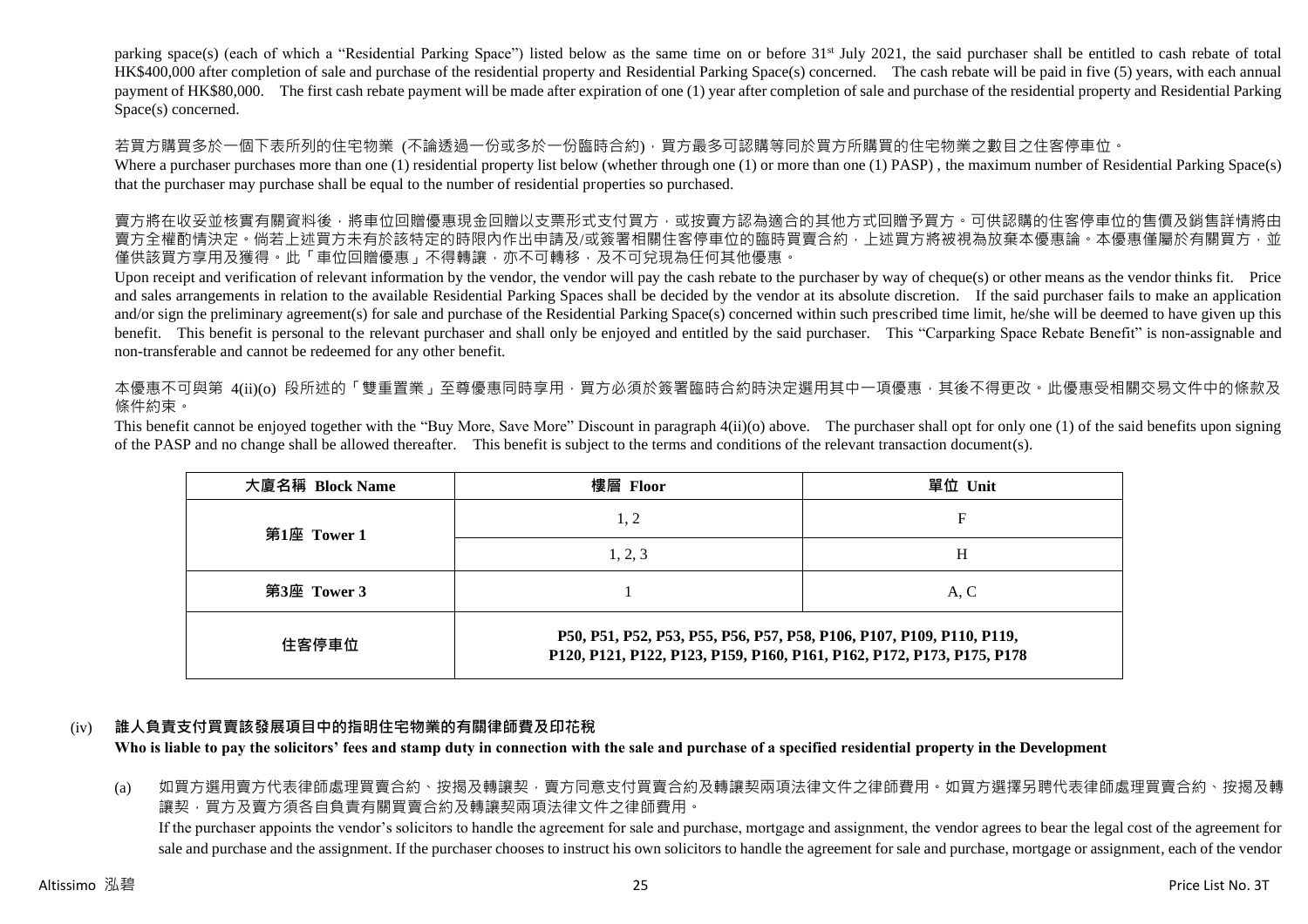parking space(s) (each of which a "Residential Parking Space") listed below as the same time on or before 31st July 2021, the said purchaser shall be entitled to cash rebate of total HK$400,000 after completion of sale and purchase of the residential property and Residential Parking Space(s) concerned. The cash rebate will be paid in five (5) years, with each annual payment of HK$80,000. The first cash rebate payment will be made after expiration of one (1) year after completion of sale and purchase of the residential property and Residential Parking Space(s) concerned.

若買方購買多於一個下表所列的住宅物業 (不論透過一份或多於一份臨時合約)，買方最多可認購等同於買方所購買的住宅物業之數目之住客停車位。

Where a purchaser purchases more than one (1) residential property list below (whether through one (1) or more than one (1) PASP) , the maximum number of Residential Parking Space(s) that the purchaser may purchase shall be equal to the number of residential properties so purchased.

賣方將在收妥並核實有關資料後，將車位回贈優惠現金回贈以支票形式支付買方，或按賣方認為適合的其他方式回贈予買方。可供認購的住客停車位的售價及銷售詳情將由賣方全權酌情決定。倘若上述買方未有於該特定的時限內作出申請及/或簽署相關住客停車位的臨時買賣合約，上述買方將被視為放棄本優惠論。本優惠僅屬於有關買方，並僅供該買方享用及獲得。此「車位回贈優惠」不得轉讓，亦不可轉移，及不可兌現為任何其他優惠。

Upon receipt and verification of relevant information by the vendor, the vendor will pay the cash rebate to the purchaser by way of cheque(s) or other means as the vendor thinks fit. Price and sales arrangements in relation to the available Residential Parking Spaces shall be decided by the vendor at its absolute discretion. If the said purchaser fails to make an application and/or sign the preliminary agreement(s) for sale and purchase of the Residential Parking Space(s) concerned within such prescribed time limit, he/she will be deemed to have given up this benefit. This benefit is personal to the relevant purchaser and shall only be enjoyed and entitled by the said purchaser. This "Carparking Space Rebate Benefit" is non-assignable and non-transferable and cannot be redeemed for any other benefit.

本優惠不可與第 4(ii)(o) 段所述的「雙重置業」至尊優惠同時享用，買方必須於簽署臨時合約時決定選用其中一項優惠，其後不得更改。此優惠受相關交易文件中的條款及條件約束。

This benefit cannot be enjoyed together with the "Buy More, Save More" Discount in paragraph 4(ii)(o) above. The purchaser shall opt for only one (1) of the said benefits upon signing of the PASP and no change shall be allowed thereafter. This benefit is subject to the terms and conditions of the relevant transaction document(s).

| 大廈名稱 Block Name | 樓層 Floor | 單位 Unit |
|---|---|---|
| 第1座 Tower 1 | 1, 2 | F |
| | 1, 2, 3 | H |
| 第3座 Tower 3 | 1 | A, C |
| 住客停車位 | P50, P51, P52, P53, P55, P56, P57, P58, P106, P107, P109, P110, P119, P120, P121, P122, P123, P159, P160, P161, P162, P172, P173, P175, P178 | |

(iv) **誰人負責支付買賣該發展項目中的指明住宅物業的有關律師費及印花稅**
**Who is liable to pay the solicitors' fees and stamp duty in connection with the sale and purchase of a specified residential property in the Development**

(a) 如買方選用賣方代表律師處理買賣合約、按揭及轉讓契，賣方同意支付買賣合約及轉讓契兩項法律文件之律師費用。如買方選擇另聘代表律師處理買賣合約、按揭及轉讓契，買方及賣方須各自負責有關買賣合約及轉讓契兩項法律文件之律師費用。
If the purchaser appoints the vendor's solicitors to handle the agreement for sale and purchase, mortgage and assignment, the vendor agrees to bear the legal cost of the agreement for sale and purchase and the assignment. If the purchaser chooses to instruct his own solicitors to handle the agreement for sale and purchase, mortgage or assignment, each of the vendor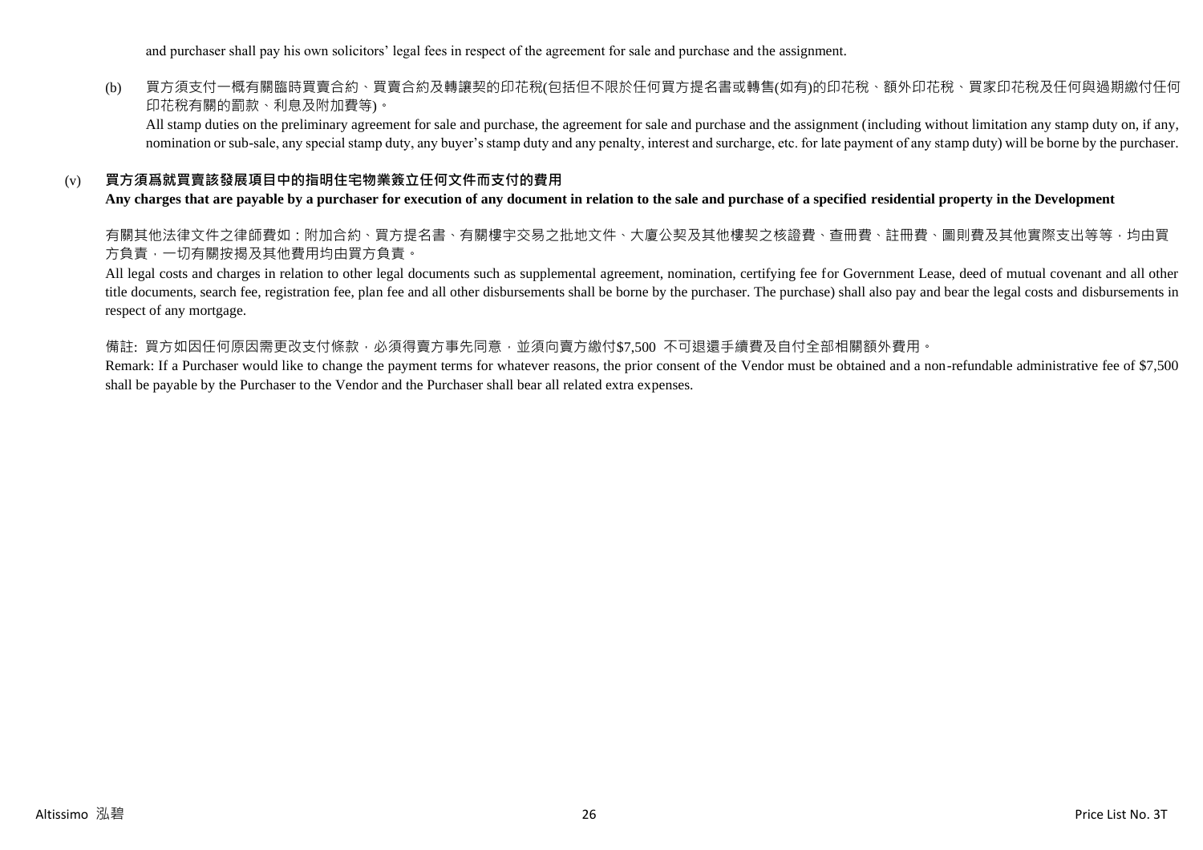and purchaser shall pay his own solicitors' legal fees in respect of the agreement for sale and purchase and the assignment.

(b) 買方須支付一概有關臨時買賣合約、買賣合約及轉讓契的印花稅(包括但不限於任何買方提名書或轉售(如有)的印花稅、額外印花稅、買家印花稅及任何與過期繳付任何印花稅有關的罰款、利息及附加費等)。

All stamp duties on the preliminary agreement for sale and purchase, the agreement for sale and purchase and the assignment (including without limitation any stamp duty on, if any, nomination or sub-sale, any special stamp duty, any buyer's stamp duty and any penalty, interest and surcharge, etc. for late payment of any stamp duty) will be borne by the purchaser.

(v) **買方須爲就買賣該發展項目中的指明住宅物業簽立任何文件而支付的費用**

**Any charges that are payable by a purchaser for execution of any document in relation to the sale and purchase of a specified residential property in the Development**

有關其他法律文件之律師費如：附加合約、買方提名書、有關樓宇交易之批地文件、大廈公契及其他樓契之核證費、查冊費、註冊費、圖則費及其他實際支出等等，均由買方負責，一切有關按揭及其他費用均由買方負責。

All legal costs and charges in relation to other legal documents such as supplemental agreement, nomination, certifying fee for Government Lease, deed of mutual covenant and all other title documents, search fee, registration fee, plan fee and all other disbursements shall be borne by the purchaser. The purchase) shall also pay and bear the legal costs and disbursements in respect of any mortgage.

備註: 買方如因任何原因需更改支付條款，必須得賣方事先同意，並須向賣方繳付$7,500 不可退還手續費及自付全部相關額外費用。

Remark: If a Purchaser would like to change the payment terms for whatever reasons, the prior consent of the Vendor must be obtained and a non-refundable administrative fee of $7,500 shall be payable by the Purchaser to the Vendor and the Purchaser shall bear all related extra expenses.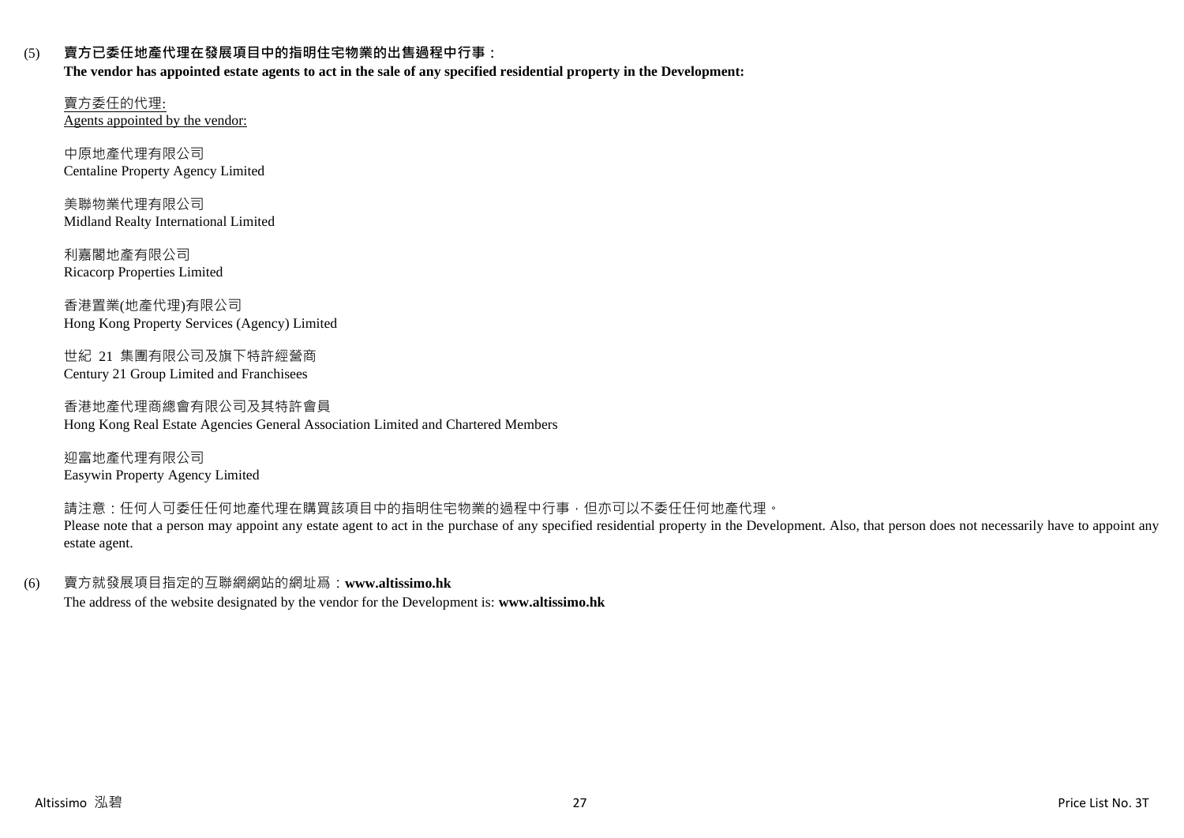(5) **賣方已委任地產代理在發展項目中的指明住宅物業的出售過程中行事：**
**The vendor has appointed estate agents to act in the sale of any specified residential property in the Development:**

賣方委任的代理:
Agents appointed by the vendor:

中原地產代理有限公司
Centaline Property Agency Limited

美聯物業代理有限公司
Midland Realty International Limited

利嘉閣地產有限公司
Ricacorp Properties Limited

香港置業(地產代理)有限公司
Hong Kong Property Services (Agency) Limited

世紀 21 集團有限公司及旗下特許經營商
Century 21 Group Limited and Franchisees

香港地產代理商總會有限公司及其特許會員
Hong Kong Real Estate Agencies General Association Limited and Chartered Members

迎富地產代理有限公司
Easywin Property Agency Limited

請注意：任何人可委任任何地產代理在購買該項目中的指明住宅物業的過程中行事，但亦可以不委任任何地產代理。
Please note that a person may appoint any estate agent to act in the purchase of any specified residential property in the Development. Also, that person does not necessarily have to appoint any estate agent.

(6) 賣方就發展項目指定的互聯網網站的網址爲：**www.altissimo.hk**
The address of the website designated by the vendor for the Development is: **www.altissimo.hk**